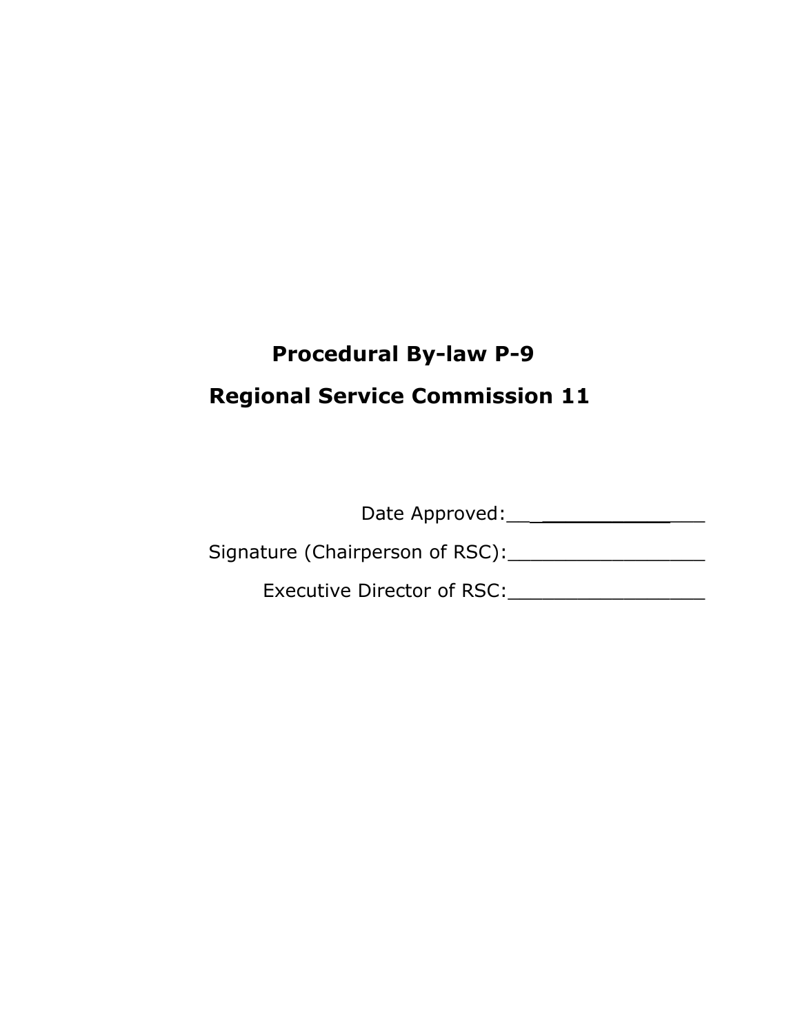# Procedural By-law P-9

# Regional Service Commission 11

Date Approved:_________________

Signature (Chairperson of RSC):_________________

Executive Director of RSC:_________________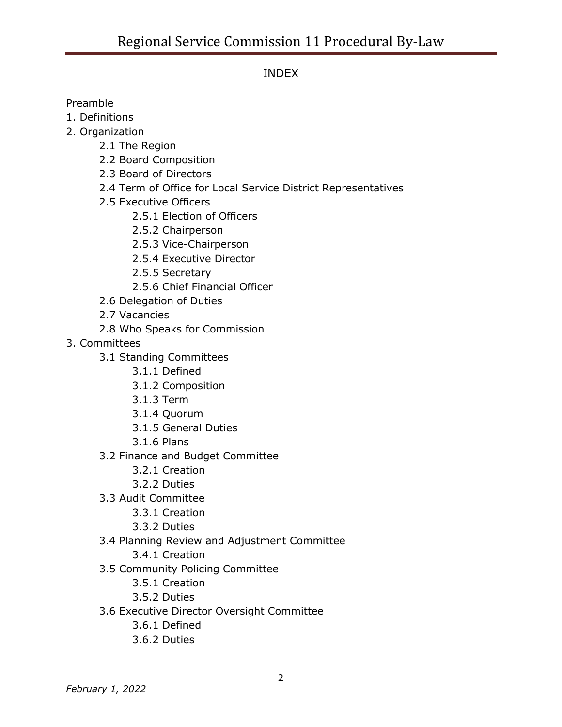## INDEX

Preamble

1. Definitions
2. Organization
   - 2.1 The Region
   - 2.2 Board Composition
   - 2.3 Board of Directors
   - 2.4 Term of Office for Local Service District Representatives
   - 2.5 Executive Officers
     - 2.5.1 Election of Officers
     - 2.5.2 Chairperson
     - 2.5.3 Vice-Chairperson
     - 2.5.4 Executive Director
     - 2.5.5 Secretary
     - 2.5.6 Chief Financial Officer
   - 2.6 Delegation of Duties
   - 2.7 Vacancies
   - 2.8 Who Speaks for Commission
3. Committees
   - 3.1 Standing Committees
     - 3.1.1 Defined
     - 3.1.2 Composition
     - 3.1.3 Term
     - 3.1.4 Quorum
     - 3.1.5 General Duties
     - 3.1.6 Plans
   - 3.2 Finance and Budget Committee
     - 3.2.1 Creation
     - 3.2.2 Duties
   - 3.3 Audit Committee
     - 3.3.1 Creation
     - 3.3.2 Duties
   - 3.4 Planning Review and Adjustment Committee
     - 3.4.1 Creation
   - 3.5 Community Policing Committee
     - 3.5.1 Creation
     - 3.5.2 Duties
   - 3.6 Executive Director Oversight Committee
     - 3.6.1 Defined
     - 3.6.2 Duties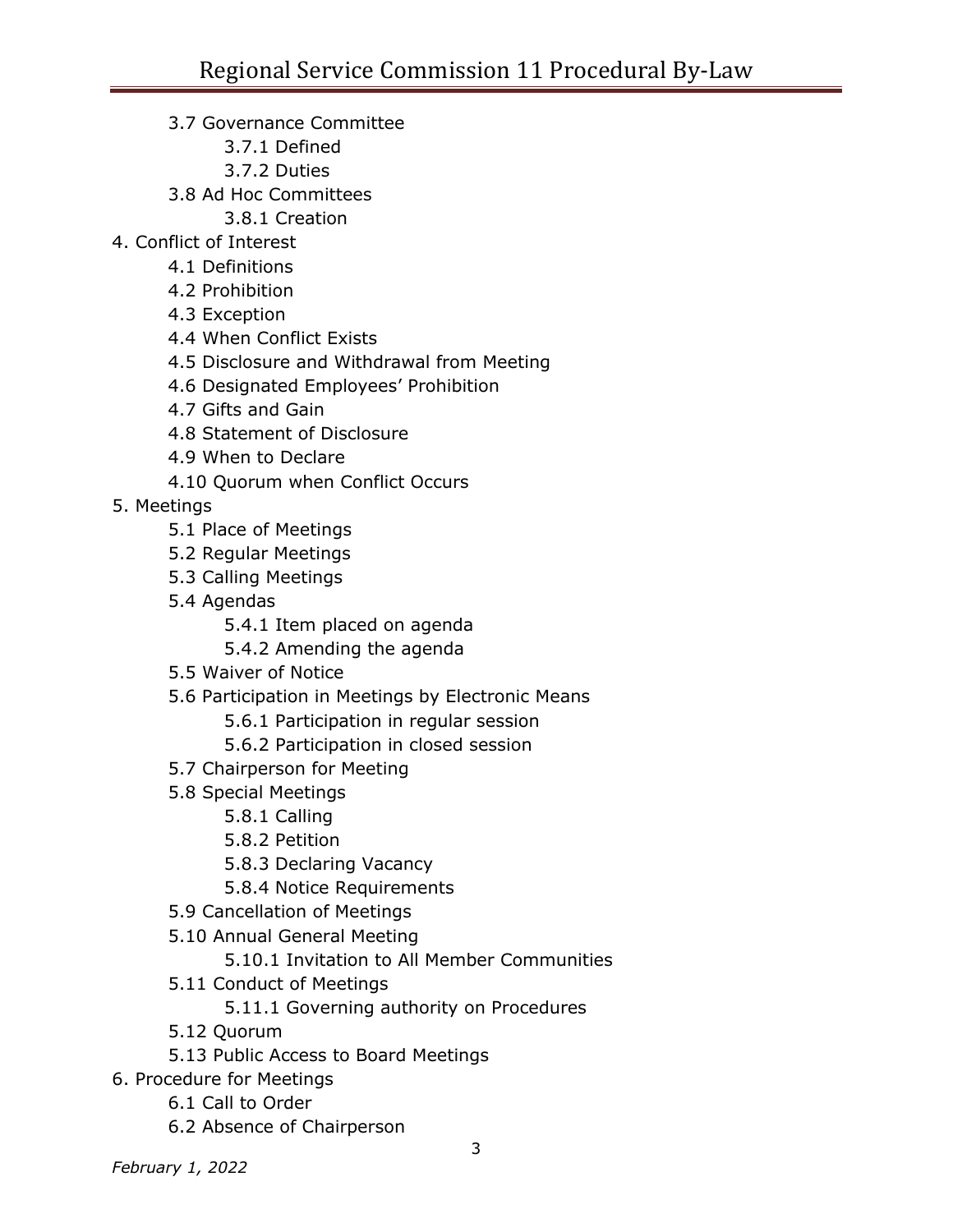- 3.7 Governance Committee
  - 3.7.1 Defined
  - 3.7.2 Duties
- 3.8 Ad Hoc Committees
  - 3.8.1 Creation

4. Conflict of Interest
   - 4.1 Definitions
   - 4.2 Prohibition
   - 4.3 Exception
   - 4.4 When Conflict Exists
   - 4.5 Disclosure and Withdrawal from Meeting
   - 4.6 Designated Employees' Prohibition
   - 4.7 Gifts and Gain
   - 4.8 Statement of Disclosure
   - 4.9 When to Declare
   - 4.10 Quorum when Conflict Occurs
5. Meetings
   - 5.1 Place of Meetings
   - 5.2 Regular Meetings
   - 5.3 Calling Meetings
   - 5.4 Agendas
     - 5.4.1 Item placed on agenda
     - 5.4.2 Amending the agenda
   - 5.5 Waiver of Notice
   - 5.6 Participation in Meetings by Electronic Means
     - 5.6.1 Participation in regular session
     - 5.6.2 Participation in closed session
   - 5.7 Chairperson for Meeting
   - 5.8 Special Meetings
     - 5.8.1 Calling
     - 5.8.2 Petition
     - 5.8.3 Declaring Vacancy
     - 5.8.4 Notice Requirements
   - 5.9 Cancellation of Meetings
   - 5.10 Annual General Meeting
     - 5.10.1 Invitation to All Member Communities
   - 5.11 Conduct of Meetings
     - 5.11.1 Governing authority on Procedures
   - 5.12 Quorum
   - 5.13 Public Access to Board Meetings
6. Procedure for Meetings
   - 6.1 Call to Order
   - 6.2 Absence of Chairperson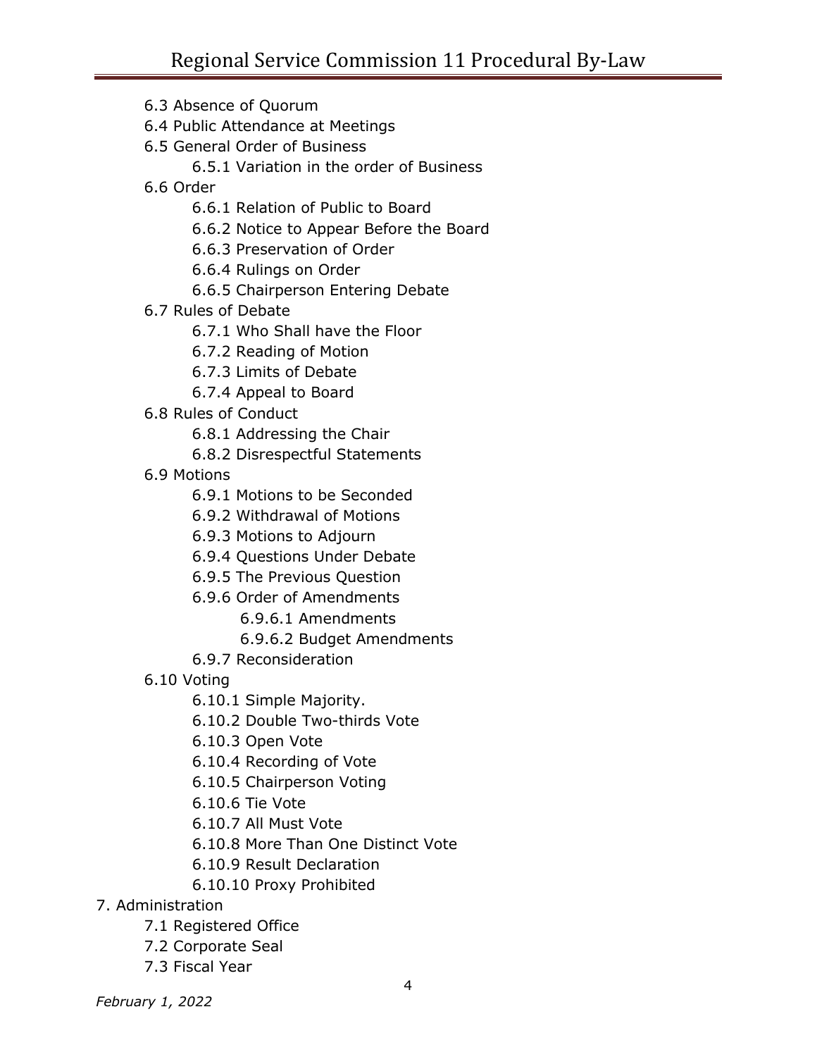6.3 Absence of Quorum
6.4 Public Attendance at Meetings
6.5 General Order of Business
    6.5.1 Variation in the order of Business
6.6 Order
    6.6.1 Relation of Public to Board
    6.6.2 Notice to Appear Before the Board
    6.6.3 Preservation of Order
    6.6.4 Rulings on Order
    6.6.5 Chairperson Entering Debate
6.7 Rules of Debate
    6.7.1 Who Shall have the Floor
    6.7.2 Reading of Motion
    6.7.3 Limits of Debate
    6.7.4 Appeal to Board
6.8 Rules of Conduct
    6.8.1 Addressing the Chair
    6.8.2 Disrespectful Statements
6.9 Motions
    6.9.1 Motions to be Seconded
    6.9.2 Withdrawal of Motions
    6.9.3 Motions to Adjourn
    6.9.4 Questions Under Debate
    6.9.5 The Previous Question
    6.9.6 Order of Amendments
        6.9.6.1 Amendments
        6.9.6.2 Budget Amendments
    6.9.7 Reconsideration
6.10 Voting
    6.10.1 Simple Majority.
    6.10.2 Double Two-thirds Vote
    6.10.3 Open Vote
    6.10.4 Recording of Vote
    6.10.5 Chairperson Voting
    6.10.6 Tie Vote
    6.10.7 All Must Vote
    6.10.8 More Than One Distinct Vote
    6.10.9 Result Declaration
    6.10.10 Proxy Prohibited

7. Administration
    7.1 Registered Office
    7.2 Corporate Seal
    7.3 Fiscal Year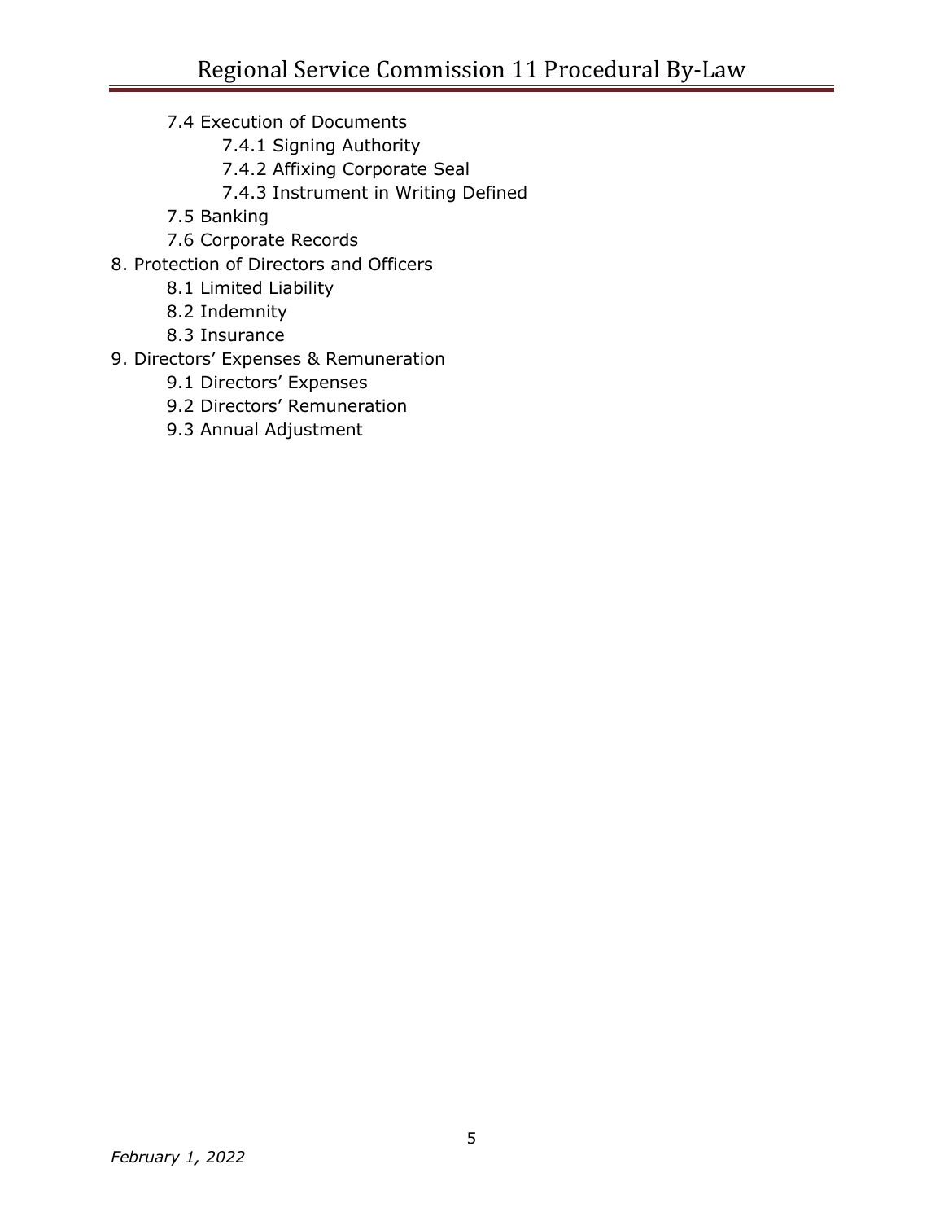- 7.4 Execution of Documents
  - 7.4.1 Signing Authority
  - 7.4.2 Affixing Corporate Seal
  - 7.4.3 Instrument in Writing Defined
- 7.5 Banking
- 7.6 Corporate Records

8. Protection of Directors and Officers
   - 8.1 Limited Liability
   - 8.2 Indemnity
   - 8.3 Insurance
9. Directors’ Expenses & Remuneration
   - 9.1 Directors’ Expenses
   - 9.2 Directors’ Remuneration
   - 9.3 Annual Adjustment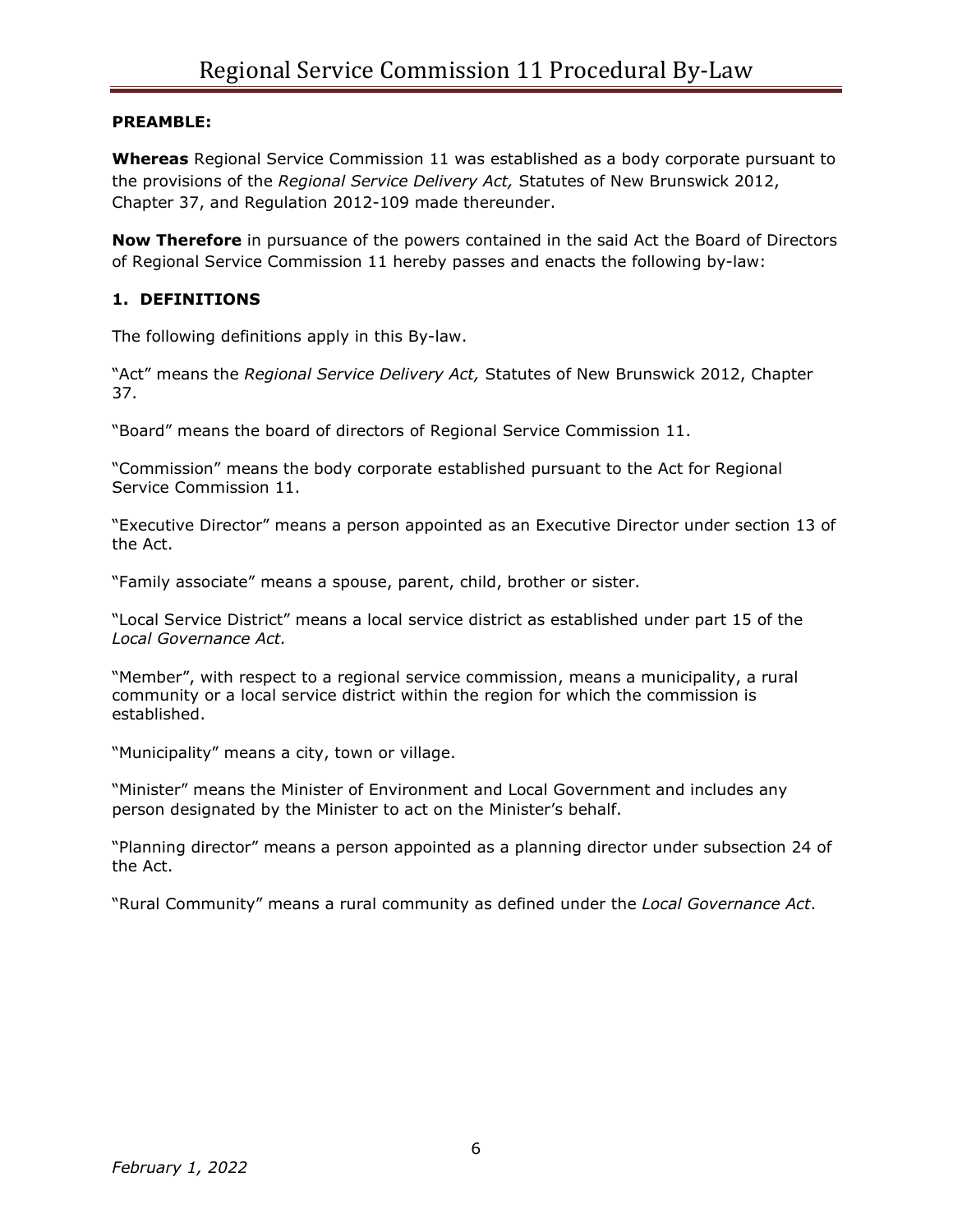**PREAMBLE:**

**Whereas** Regional Service Commission 11 was established as a body corporate pursuant to the provisions of the *Regional Service Delivery Act,* Statutes of New Brunswick 2012, Chapter 37, and Regulation 2012-109 made thereunder.

**Now Therefore** in pursuance of the powers contained in the said Act the Board of Directors of Regional Service Commission 11 hereby passes and enacts the following by-law:

## 1. DEFINITIONS

The following definitions apply in this By-law.

"Act" means the *Regional Service Delivery Act,* Statutes of New Brunswick 2012, Chapter 37.

"Board" means the board of directors of Regional Service Commission 11.

"Commission" means the body corporate established pursuant to the Act for Regional Service Commission 11.

"Executive Director" means a person appointed as an Executive Director under section 13 of the Act.

"Family associate" means a spouse, parent, child, brother or sister.

"Local Service District" means a local service district as established under part 15 of the *Local Governance Act.*

"Member", with respect to a regional service commission, means a municipality, a rural community or a local service district within the region for which the commission is established.

"Municipality" means a city, town or village.

"Minister" means the Minister of Environment and Local Government and includes any person designated by the Minister to act on the Minister's behalf.

"Planning director" means a person appointed as a planning director under subsection 24 of the Act.

"Rural Community" means a rural community as defined under the *Local Governance Act*.

*February 1, 2022*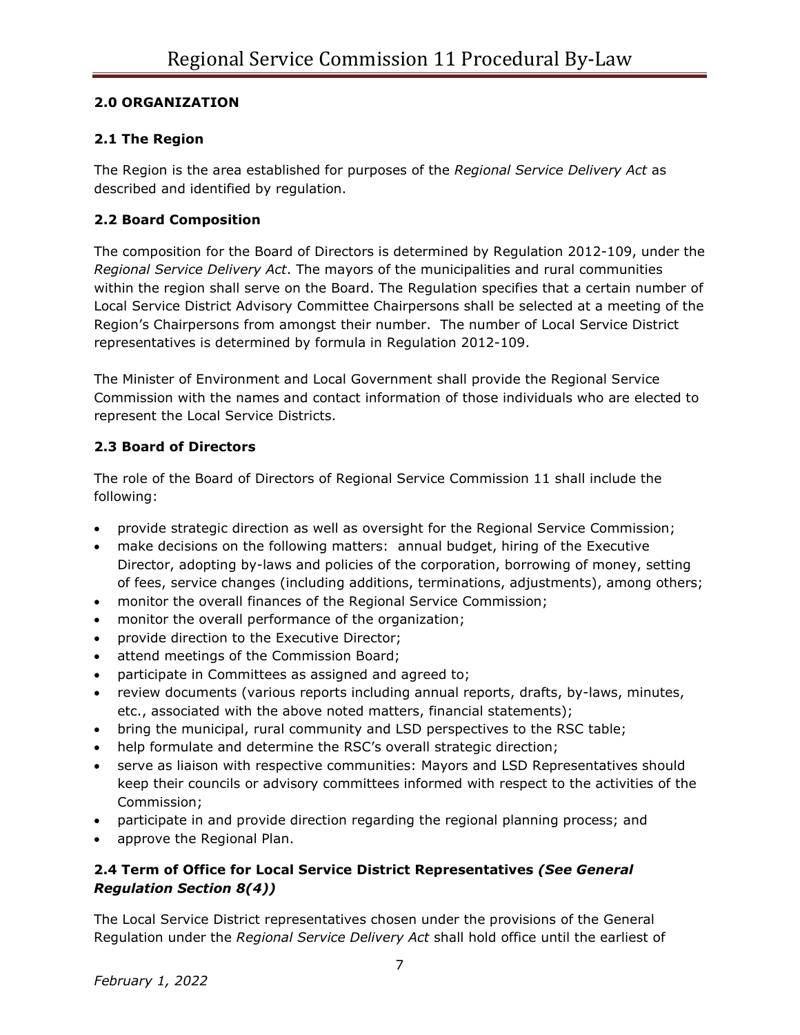## 2.0 ORGANIZATION

### 2.1 The Region

The Region is the area established for purposes of the *Regional Service Delivery Act* as described and identified by regulation.

### 2.2 Board Composition

The composition for the Board of Directors is determined by Regulation 2012-109, under the *Regional Service Delivery Act*. The mayors of the municipalities and rural communities within the region shall serve on the Board. The Regulation specifies that a certain number of Local Service District Advisory Committee Chairpersons shall be selected at a meeting of the Region's Chairpersons from amongst their number. The number of Local Service District representatives is determined by formula in Regulation 2012-109.

The Minister of Environment and Local Government shall provide the Regional Service Commission with the names and contact information of those individuals who are elected to represent the Local Service Districts.

### 2.3 Board of Directors

The role of the Board of Directors of Regional Service Commission 11 shall include the following:

- provide strategic direction as well as oversight for the Regional Service Commission;
- make decisions on the following matters: annual budget, hiring of the Executive Director, adopting by-laws and policies of the corporation, borrowing of money, setting of fees, service changes (including additions, terminations, adjustments), among others;
- monitor the overall finances of the Regional Service Commission;
- monitor the overall performance of the organization;
- provide direction to the Executive Director;
- attend meetings of the Commission Board;
- participate in Committees as assigned and agreed to;
- review documents (various reports including annual reports, drafts, by-laws, minutes, etc., associated with the above noted matters, financial statements);
- bring the municipal, rural community and LSD perspectives to the RSC table;
- help formulate and determine the RSC's overall strategic direction;
- serve as liaison with respective communities: Mayors and LSD Representatives should keep their councils or advisory committees informed with respect to the activities of the Commission;
- participate in and provide direction regarding the regional planning process; and
- approve the Regional Plan.

### 2.4 Term of Office for Local Service District Representatives *(See General Regulation Section 8(4))*

The Local Service District representatives chosen under the provisions of the General Regulation under the *Regional Service Delivery Act* shall hold office until the earliest of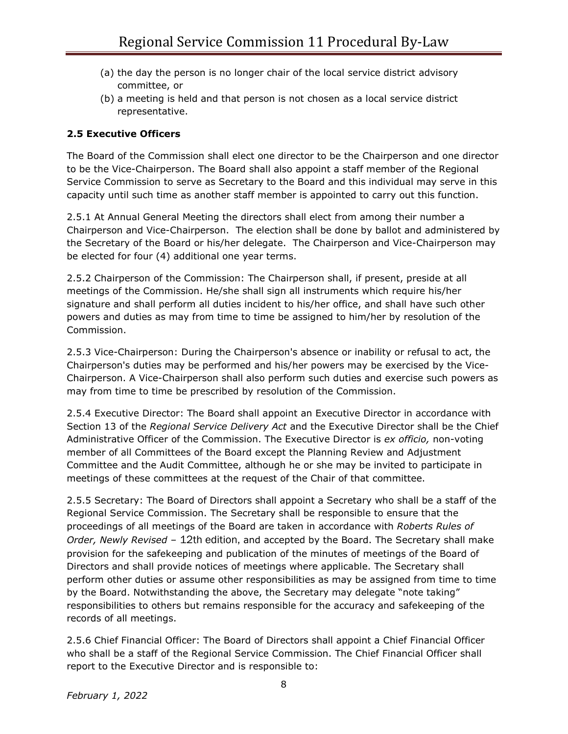(a) the day the person is no longer chair of the local service district advisory committee, or
(b) a meeting is held and that person is not chosen as a local service district representative.

### 2.5 Executive Officers

The Board of the Commission shall elect one director to be the Chairperson and one director to be the Vice-Chairperson. The Board shall also appoint a staff member of the Regional Service Commission to serve as Secretary to the Board and this individual may serve in this capacity until such time as another staff member is appointed to carry out this function.

2.5.1 At Annual General Meeting the directors shall elect from among their number a Chairperson and Vice-Chairperson. The election shall be done by ballot and administered by the Secretary of the Board or his/her delegate. The Chairperson and Vice-Chairperson may be elected for four (4) additional one year terms.

2.5.2 Chairperson of the Commission: The Chairperson shall, if present, preside at all meetings of the Commission. He/she shall sign all instruments which require his/her signature and shall perform all duties incident to his/her office, and shall have such other powers and duties as may from time to time be assigned to him/her by resolution of the Commission.

2.5.3 Vice-Chairperson: During the Chairperson's absence or inability or refusal to act, the Chairperson's duties may be performed and his/her powers may be exercised by the Vice-Chairperson. A Vice-Chairperson shall also perform such duties and exercise such powers as may from time to time be prescribed by resolution of the Commission.

2.5.4 Executive Director: The Board shall appoint an Executive Director in accordance with Section 13 of the *Regional Service Delivery Act* and the Executive Director shall be the Chief Administrative Officer of the Commission. The Executive Director is *ex officio,* non-voting member of all Committees of the Board except the Planning Review and Adjustment Committee and the Audit Committee, although he or she may be invited to participate in meetings of these committees at the request of the Chair of that committee.

2.5.5 Secretary: The Board of Directors shall appoint a Secretary who shall be a staff of the Regional Service Commission. The Secretary shall be responsible to ensure that the proceedings of all meetings of the Board are taken in accordance with *Roberts Rules of Order, Newly Revised* – 12th edition, and accepted by the Board. The Secretary shall make provision for the safekeeping and publication of the minutes of meetings of the Board of Directors and shall provide notices of meetings where applicable. The Secretary shall perform other duties or assume other responsibilities as may be assigned from time to time by the Board. Notwithstanding the above, the Secretary may delegate "note taking" responsibilities to others but remains responsible for the accuracy and safekeeping of the records of all meetings.

2.5.6 Chief Financial Officer: The Board of Directors shall appoint a Chief Financial Officer who shall be a staff of the Regional Service Commission. The Chief Financial Officer shall report to the Executive Director and is responsible to: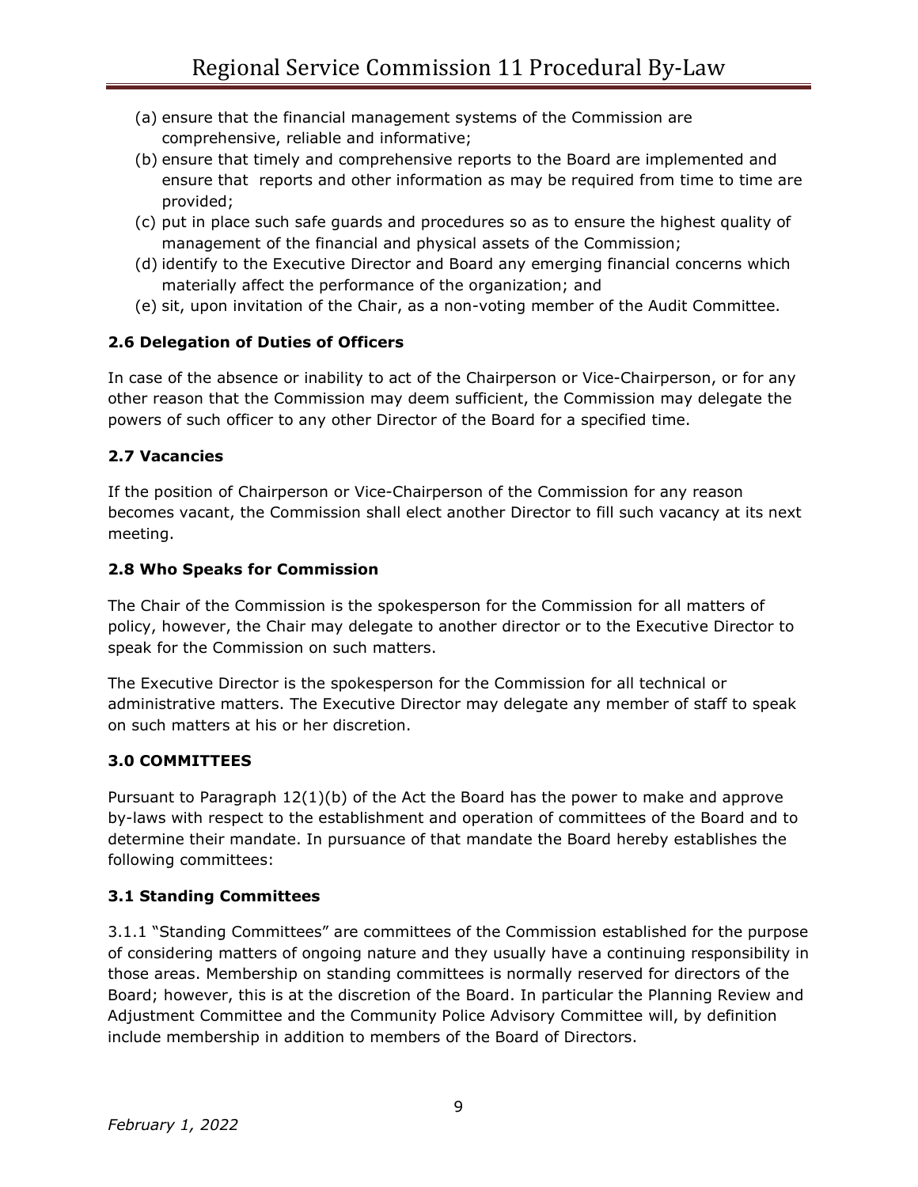(a) ensure that the financial management systems of the Commission are comprehensive, reliable and informative;
(b) ensure that timely and comprehensive reports to the Board are implemented and ensure that reports and other information as may be required from time to time are provided;
(c) put in place such safe guards and procedures so as to ensure the highest quality of management of the financial and physical assets of the Commission;
(d) identify to the Executive Director and Board any emerging financial concerns which materially affect the performance of the organization; and
(e) sit, upon invitation of the Chair, as a non-voting member of the Audit Committee.

### 2.6 Delegation of Duties of Officers

In case of the absence or inability to act of the Chairperson or Vice-Chairperson, or for any other reason that the Commission may deem sufficient, the Commission may delegate the powers of such officer to any other Director of the Board for a specified time.

### 2.7 Vacancies

If the position of Chairperson or Vice-Chairperson of the Commission for any reason becomes vacant, the Commission shall elect another Director to fill such vacancy at its next meeting.

### 2.8 Who Speaks for Commission

The Chair of the Commission is the spokesperson for the Commission for all matters of policy, however, the Chair may delegate to another director or to the Executive Director to speak for the Commission on such matters.

The Executive Director is the spokesperson for the Commission for all technical or administrative matters. The Executive Director may delegate any member of staff to speak on such matters at his or her discretion.

## 3.0 COMMITTEES

Pursuant to Paragraph 12(1)(b) of the Act the Board has the power to make and approve by-laws with respect to the establishment and operation of committees of the Board and to determine their mandate. In pursuance of that mandate the Board hereby establishes the following committees:

### 3.1 Standing Committees

3.1.1 "Standing Committees" are committees of the Commission established for the purpose of considering matters of ongoing nature and they usually have a continuing responsibility in those areas. Membership on standing committees is normally reserved for directors of the Board; however, this is at the discretion of the Board. In particular the Planning Review and Adjustment Committee and the Community Police Advisory Committee will, by definition include membership in addition to members of the Board of Directors.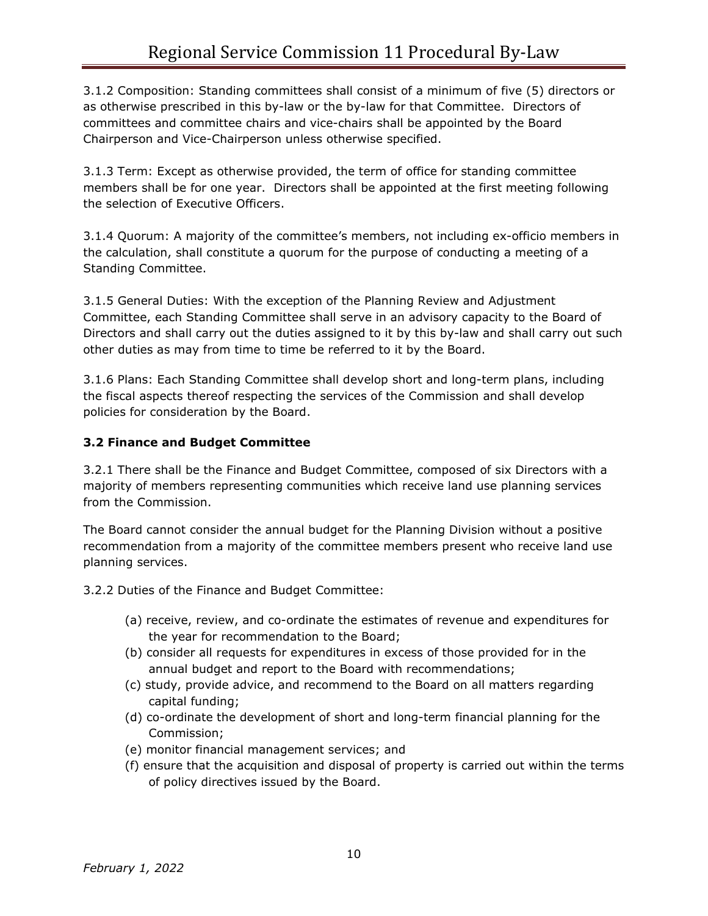3.1.2 Composition: Standing committees shall consist of a minimum of five (5) directors or as otherwise prescribed in this by-law or the by-law for that Committee. Directors of committees and committee chairs and vice-chairs shall be appointed by the Board Chairperson and Vice-Chairperson unless otherwise specified.

3.1.3 Term: Except as otherwise provided, the term of office for standing committee members shall be for one year. Directors shall be appointed at the first meeting following the selection of Executive Officers.

3.1.4 Quorum: A majority of the committee's members, not including ex-officio members in the calculation, shall constitute a quorum for the purpose of conducting a meeting of a Standing Committee.

3.1.5 General Duties: With the exception of the Planning Review and Adjustment Committee, each Standing Committee shall serve in an advisory capacity to the Board of Directors and shall carry out the duties assigned to it by this by-law and shall carry out such other duties as may from time to time be referred to it by the Board.

3.1.6 Plans: Each Standing Committee shall develop short and long-term plans, including the fiscal aspects thereof respecting the services of the Commission and shall develop policies for consideration by the Board.

### 3.2 Finance and Budget Committee

3.2.1 There shall be the Finance and Budget Committee, composed of six Directors with a majority of members representing communities which receive land use planning services from the Commission.

The Board cannot consider the annual budget for the Planning Division without a positive recommendation from a majority of the committee members present who receive land use planning services.

3.2.2 Duties of the Finance and Budget Committee:

- (a) receive, review, and co-ordinate the estimates of revenue and expenditures for the year for recommendation to the Board;
- (b) consider all requests for expenditures in excess of those provided for in the annual budget and report to the Board with recommendations;
- (c) study, provide advice, and recommend to the Board on all matters regarding capital funding;
- (d) co-ordinate the development of short and long-term financial planning for the Commission;
- (e) monitor financial management services; and
- (f) ensure that the acquisition and disposal of property is carried out within the terms of policy directives issued by the Board.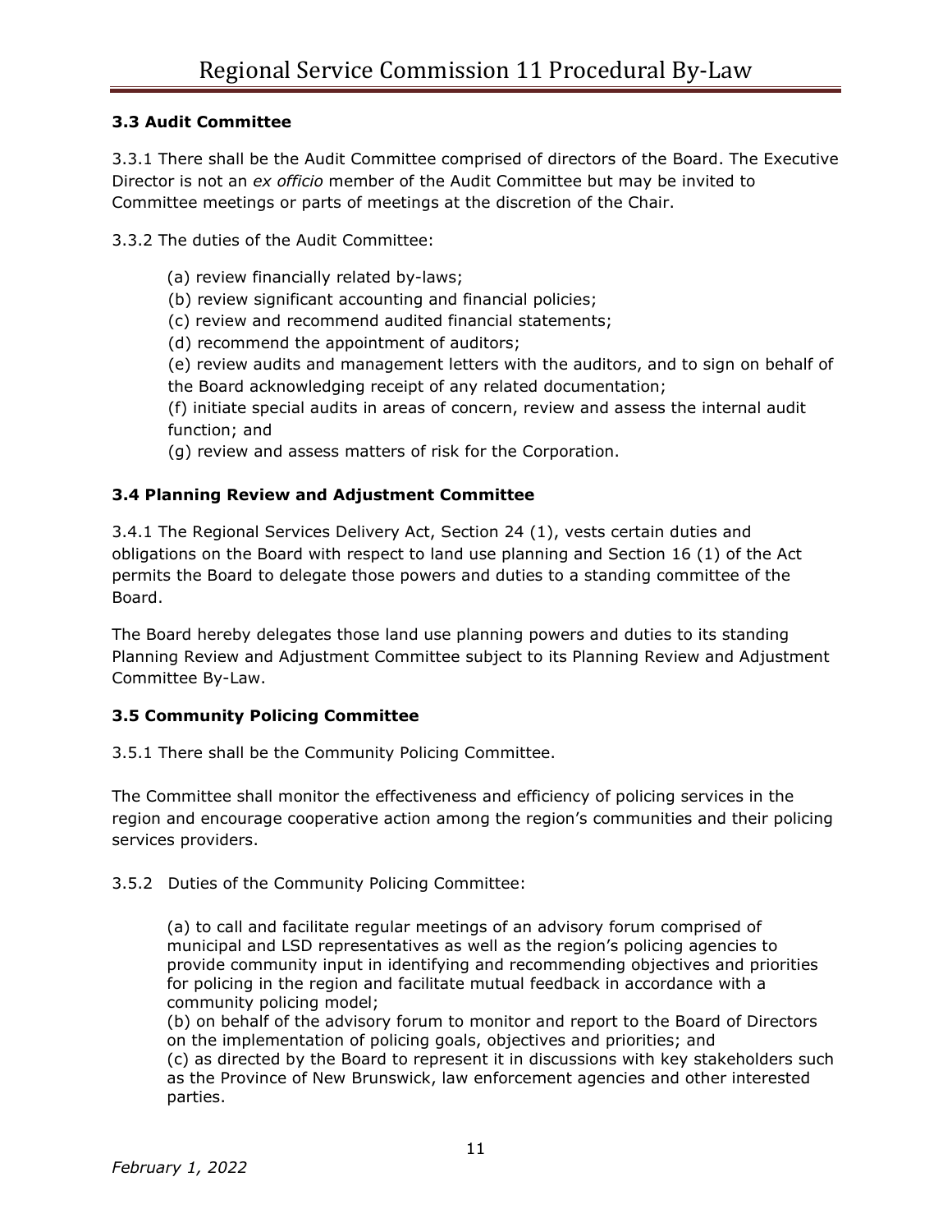### 3.3 Audit Committee

3.3.1 There shall be the Audit Committee comprised of directors of the Board. The Executive Director is not an *ex officio* member of the Audit Committee but may be invited to Committee meetings or parts of meetings at the discretion of the Chair.

3.3.2 The duties of the Audit Committee:

(a) review financially related by-laws;
(b) review significant accounting and financial policies;
(c) review and recommend audited financial statements;
(d) recommend the appointment of auditors;
(e) review audits and management letters with the auditors, and to sign on behalf of the Board acknowledging receipt of any related documentation;
(f) initiate special audits in areas of concern, review and assess the internal audit function; and
(g) review and assess matters of risk for the Corporation.

### 3.4 Planning Review and Adjustment Committee

3.4.1 The Regional Services Delivery Act, Section 24 (1), vests certain duties and obligations on the Board with respect to land use planning and Section 16 (1) of the Act permits the Board to delegate those powers and duties to a standing committee of the Board.

The Board hereby delegates those land use planning powers and duties to its standing Planning Review and Adjustment Committee subject to its Planning Review and Adjustment Committee By-Law.

### 3.5 Community Policing Committee

3.5.1 There shall be the Community Policing Committee.

The Committee shall monitor the effectiveness and efficiency of policing services in the region and encourage cooperative action among the region's communities and their policing services providers.

3.5.2 Duties of the Community Policing Committee:

(a) to call and facilitate regular meetings of an advisory forum comprised of municipal and LSD representatives as well as the region's policing agencies to provide community input in identifying and recommending objectives and priorities for policing in the region and facilitate mutual feedback in accordance with a community policing model;
(b) on behalf of the advisory forum to monitor and report to the Board of Directors on the implementation of policing goals, objectives and priorities; and
(c) as directed by the Board to represent it in discussions with key stakeholders such as the Province of New Brunswick, law enforcement agencies and other interested parties.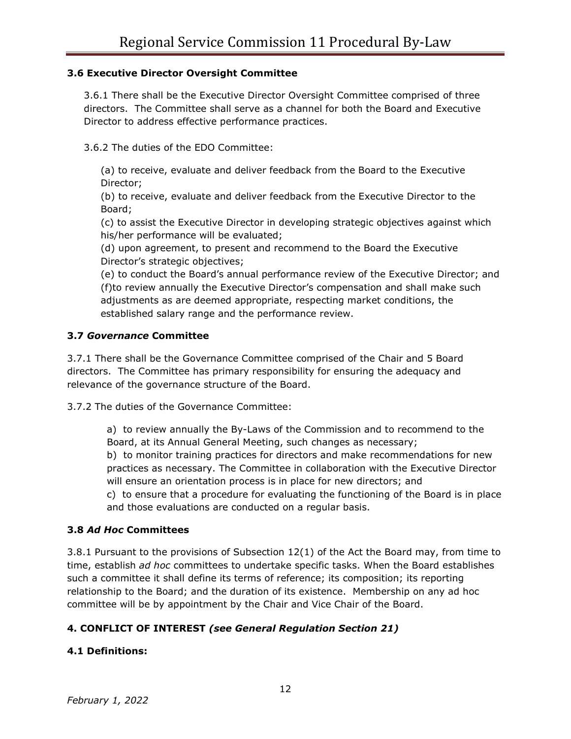### 3.6 Executive Director Oversight Committee

3.6.1 There shall be the Executive Director Oversight Committee comprised of three directors. The Committee shall serve as a channel for both the Board and Executive Director to address effective performance practices.

3.6.2 The duties of the EDO Committee:

(a) to receive, evaluate and deliver feedback from the Board to the Executive Director;
(b) to receive, evaluate and deliver feedback from the Executive Director to the Board;
(c) to assist the Executive Director in developing strategic objectives against which his/her performance will be evaluated;
(d) upon agreement, to present and recommend to the Board the Executive Director's strategic objectives;
(e) to conduct the Board's annual performance review of the Executive Director; and
(f)to review annually the Executive Director's compensation and shall make such adjustments as are deemed appropriate, respecting market conditions, the established salary range and the performance review.

### 3.7 *Governance* Committee

3.7.1 There shall be the Governance Committee comprised of the Chair and 5 Board directors. The Committee has primary responsibility for ensuring the adequacy and relevance of the governance structure of the Board.

3.7.2 The duties of the Governance Committee:

a) to review annually the By-Laws of the Commission and to recommend to the Board, at its Annual General Meeting, such changes as necessary;
b) to monitor training practices for directors and make recommendations for new practices as necessary. The Committee in collaboration with the Executive Director will ensure an orientation process is in place for new directors; and
c) to ensure that a procedure for evaluating the functioning of the Board is in place and those evaluations are conducted on a regular basis.

### 3.8 *Ad Hoc* Committees

3.8.1 Pursuant to the provisions of Subsection 12(1) of the Act the Board may, from time to time, establish *ad hoc* committees to undertake specific tasks. When the Board establishes such a committee it shall define its terms of reference; its composition; its reporting relationship to the Board; and the duration of its existence. Membership on any ad hoc committee will be by appointment by the Chair and Vice Chair of the Board.

## 4. CONFLICT OF INTEREST *(see General Regulation Section 21)*

### 4.1 Definitions: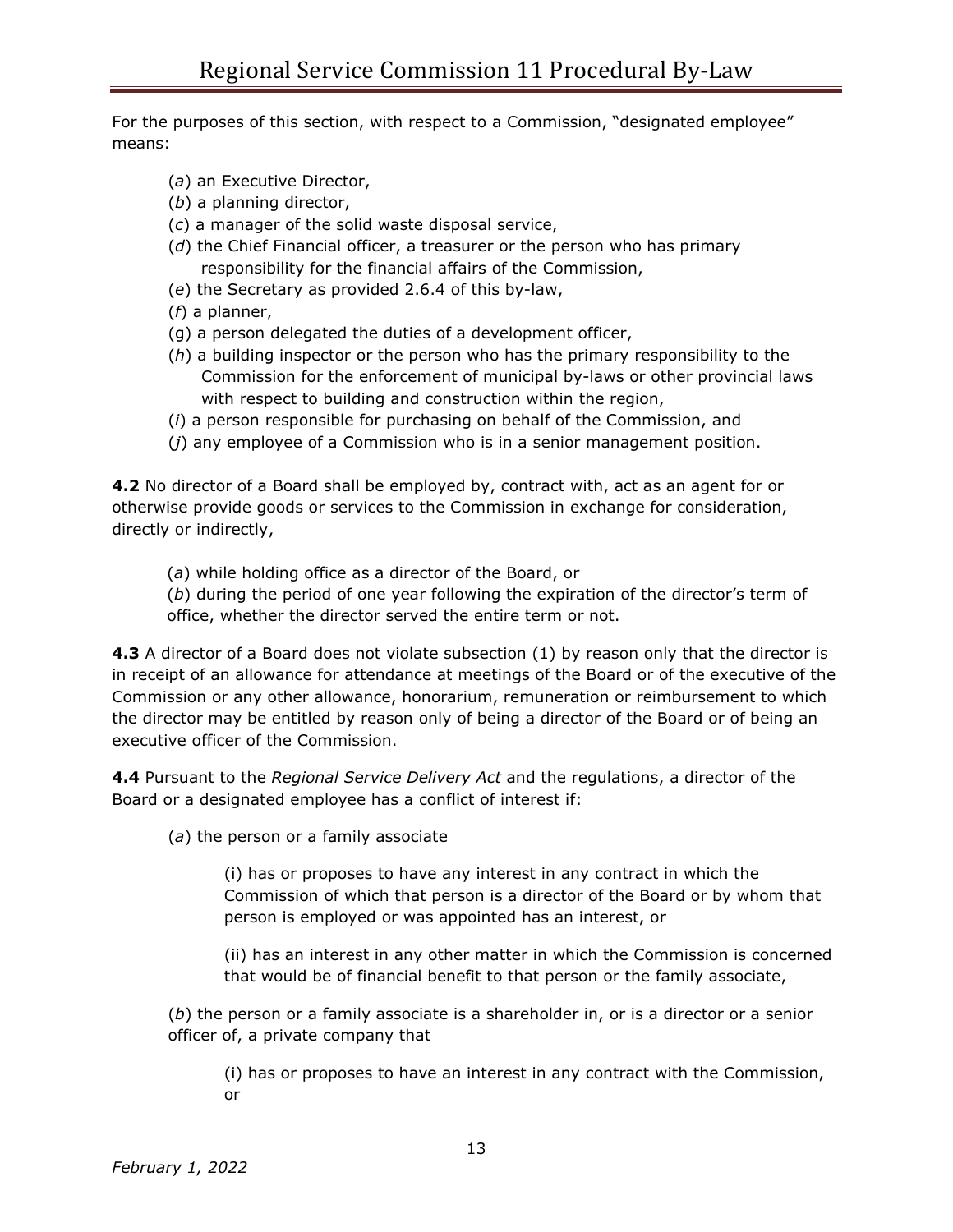For the purposes of this section, with respect to a Commission, "designated employee" means:

(*a*) an Executive Director,
(*b*) a planning director,
(*c*) a manager of the solid waste disposal service,
(*d*) the Chief Financial officer, a treasurer or the person who has primary responsibility for the financial affairs of the Commission,
(*e*) the Secretary as provided 2.6.4 of this by-law,
(*f*) a planner,
(g) a person delegated the duties of a development officer,
(*h*) a building inspector or the person who has the primary responsibility to the Commission for the enforcement of municipal by-laws or other provincial laws with respect to building and construction within the region,
(*i*) a person responsible for purchasing on behalf of the Commission, and
(*j*) any employee of a Commission who is in a senior management position.

**4.2** No director of a Board shall be employed by, contract with, act as an agent for or otherwise provide goods or services to the Commission in exchange for consideration, directly or indirectly,

(*a*) while holding office as a director of the Board, or
(*b*) during the period of one year following the expiration of the director's term of office, whether the director served the entire term or not.

**4.3** A director of a Board does not violate subsection (1) by reason only that the director is in receipt of an allowance for attendance at meetings of the Board or of the executive of the Commission or any other allowance, honorarium, remuneration or reimbursement to which the director may be entitled by reason only of being a director of the Board or of being an executive officer of the Commission.

**4.4** Pursuant to the *Regional Service Delivery Act* and the regulations, a director of the Board or a designated employee has a conflict of interest if:

(*a*) the person or a family associate

(i) has or proposes to have any interest in any contract in which the Commission of which that person is a director of the Board or by whom that person is employed or was appointed has an interest, or

(ii) has an interest in any other matter in which the Commission is concerned that would be of financial benefit to that person or the family associate,

(*b*) the person or a family associate is a shareholder in, or is a director or a senior officer of, a private company that

(i) has or proposes to have an interest in any contract with the Commission, or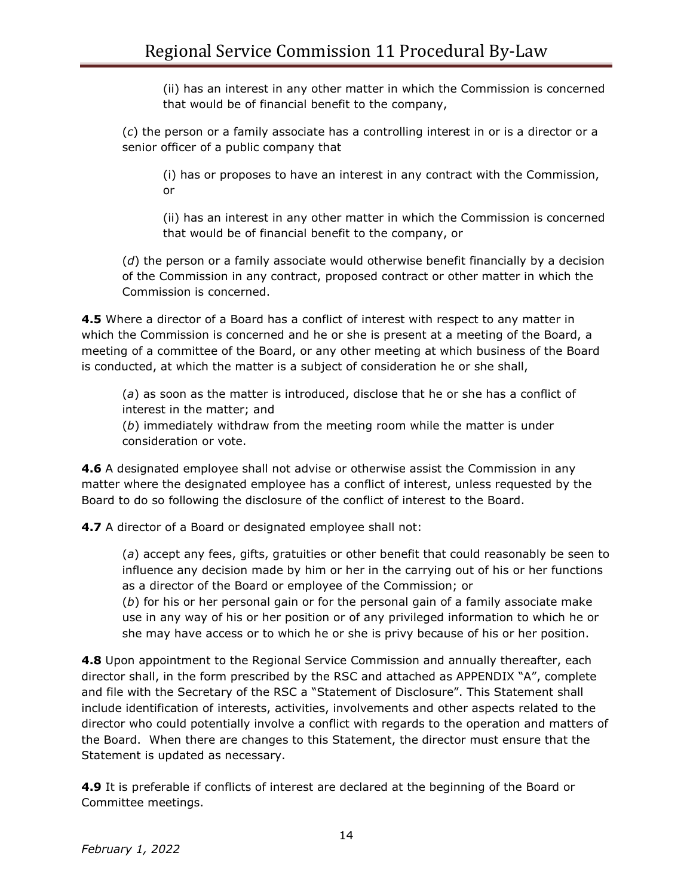(ii) has an interest in any other matter in which the Commission is concerned that would be of financial benefit to the company,

(*c*) the person or a family associate has a controlling interest in or is a director or a senior officer of a public company that

(i) has or proposes to have an interest in any contract with the Commission, or

(ii) has an interest in any other matter in which the Commission is concerned that would be of financial benefit to the company, or

(*d*) the person or a family associate would otherwise benefit financially by a decision of the Commission in any contract, proposed contract or other matter in which the Commission is concerned.

**4.5** Where a director of a Board has a conflict of interest with respect to any matter in which the Commission is concerned and he or she is present at a meeting of the Board, a meeting of a committee of the Board, or any other meeting at which business of the Board is conducted, at which the matter is a subject of consideration he or she shall,

(*a*) as soon as the matter is introduced, disclose that he or she has a conflict of interest in the matter; and
(*b*) immediately withdraw from the meeting room while the matter is under consideration or vote.

**4.6** A designated employee shall not advise or otherwise assist the Commission in any matter where the designated employee has a conflict of interest, unless requested by the Board to do so following the disclosure of the conflict of interest to the Board.

**4.7** A director of a Board or designated employee shall not:

(*a*) accept any fees, gifts, gratuities or other benefit that could reasonably be seen to influence any decision made by him or her in the carrying out of his or her functions as a director of the Board or employee of the Commission; or
(*b*) for his or her personal gain or for the personal gain of a family associate make use in any way of his or her position or of any privileged information to which he or she may have access or to which he or she is privy because of his or her position.

**4.8** Upon appointment to the Regional Service Commission and annually thereafter, each director shall, in the form prescribed by the RSC and attached as APPENDIX "A", complete and file with the Secretary of the RSC a "Statement of Disclosure". This Statement shall include identification of interests, activities, involvements and other aspects related to the director who could potentially involve a conflict with regards to the operation and matters of the Board. When there are changes to this Statement, the director must ensure that the Statement is updated as necessary.

**4.9** It is preferable if conflicts of interest are declared at the beginning of the Board or Committee meetings.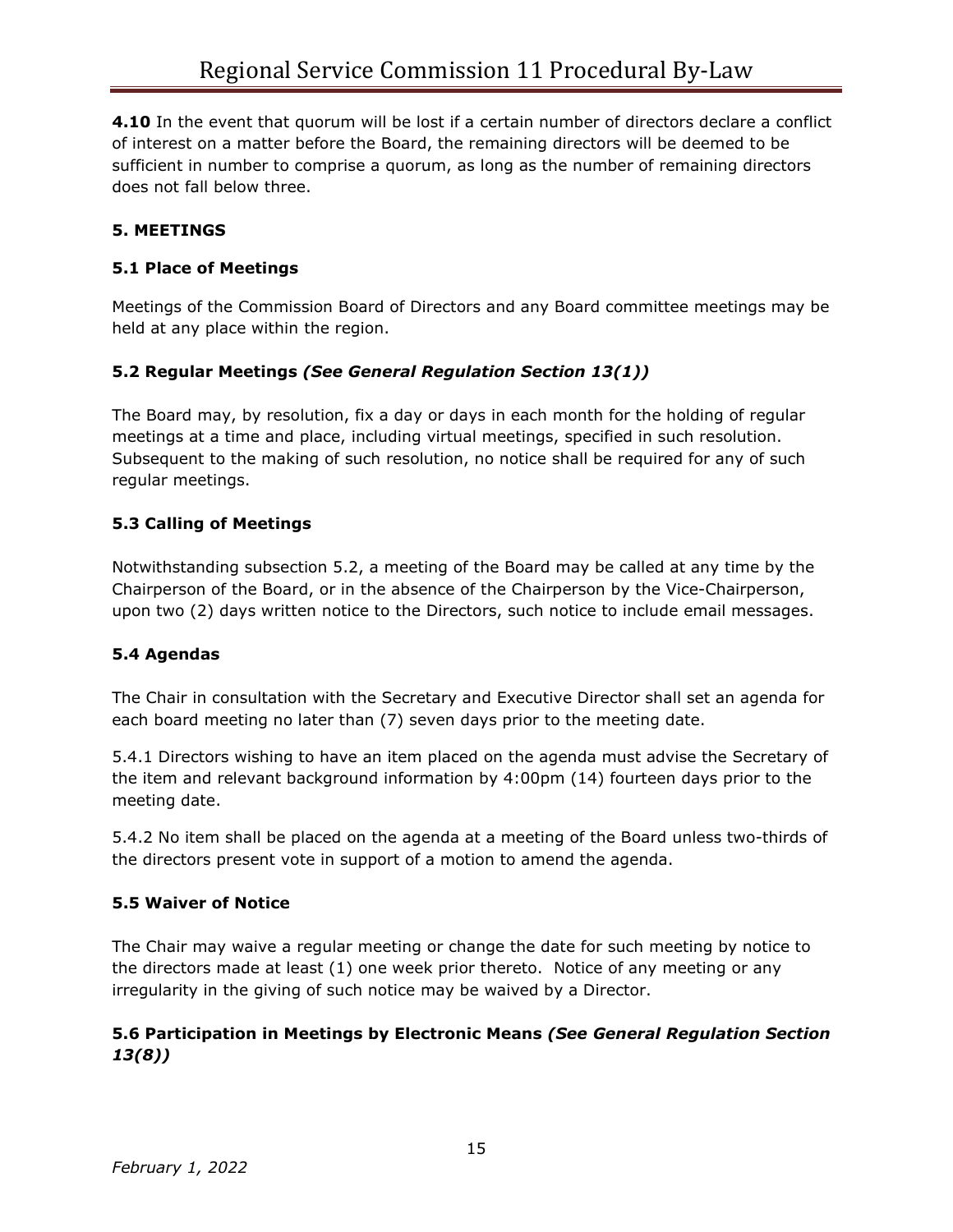**4.10** In the event that quorum will be lost if a certain number of directors declare a conflict of interest on a matter before the Board, the remaining directors will be deemed to be sufficient in number to comprise a quorum, as long as the number of remaining directors does not fall below three.

## 5. MEETINGS

### 5.1 Place of Meetings

Meetings of the Commission Board of Directors and any Board committee meetings may be held at any place within the region.

### 5.2 Regular Meetings *(See General Regulation Section 13(1))*

The Board may, by resolution, fix a day or days in each month for the holding of regular meetings at a time and place, including virtual meetings, specified in such resolution. Subsequent to the making of such resolution, no notice shall be required for any of such regular meetings.

### 5.3 Calling of Meetings

Notwithstanding subsection 5.2, a meeting of the Board may be called at any time by the Chairperson of the Board, or in the absence of the Chairperson by the Vice-Chairperson, upon two (2) days written notice to the Directors, such notice to include email messages.

### 5.4 Agendas

The Chair in consultation with the Secretary and Executive Director shall set an agenda for each board meeting no later than (7) seven days prior to the meeting date.

5.4.1 Directors wishing to have an item placed on the agenda must advise the Secretary of the item and relevant background information by 4:00pm (14) fourteen days prior to the meeting date.

5.4.2 No item shall be placed on the agenda at a meeting of the Board unless two-thirds of the directors present vote in support of a motion to amend the agenda.

### 5.5 Waiver of Notice

The Chair may waive a regular meeting or change the date for such meeting by notice to the directors made at least (1) one week prior thereto. Notice of any meeting or any irregularity in the giving of such notice may be waived by a Director.

### 5.6 Participation in Meetings by Electronic Means *(See General Regulation Section 13(8))*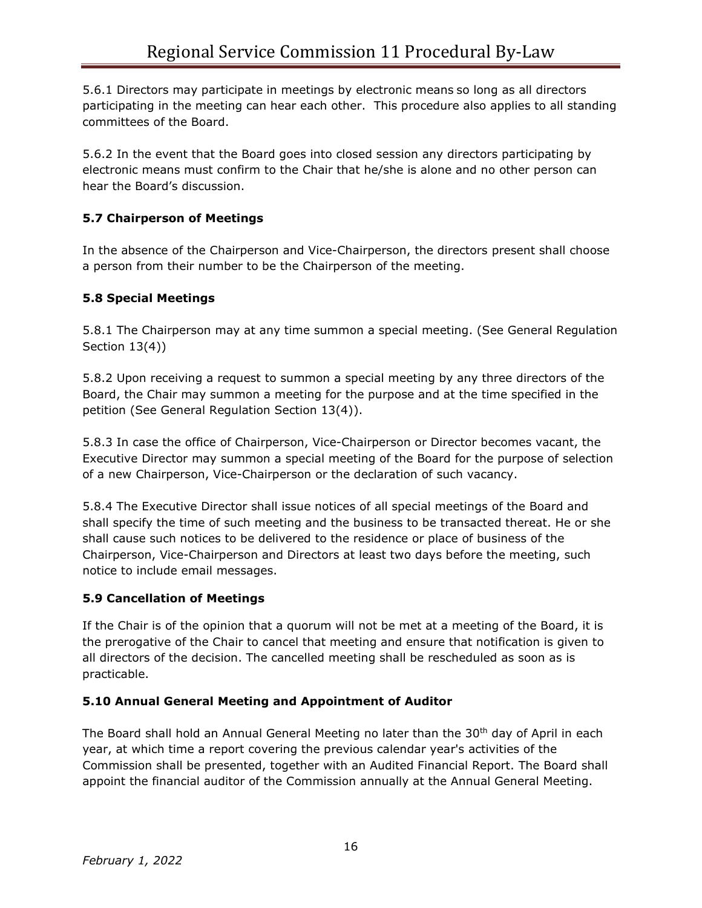5.6.1 Directors may participate in meetings by electronic means so long as all directors participating in the meeting can hear each other. This procedure also applies to all standing committees of the Board.

5.6.2 In the event that the Board goes into closed session any directors participating by electronic means must confirm to the Chair that he/she is alone and no other person can hear the Board's discussion.

### 5.7 Chairperson of Meetings

In the absence of the Chairperson and Vice-Chairperson, the directors present shall choose a person from their number to be the Chairperson of the meeting.

### 5.8 Special Meetings

5.8.1 The Chairperson may at any time summon a special meeting. (See General Regulation Section 13(4))

5.8.2 Upon receiving a request to summon a special meeting by any three directors of the Board, the Chair may summon a meeting for the purpose and at the time specified in the petition (See General Regulation Section 13(4)).

5.8.3 In case the office of Chairperson, Vice-Chairperson or Director becomes vacant, the Executive Director may summon a special meeting of the Board for the purpose of selection of a new Chairperson, Vice-Chairperson or the declaration of such vacancy.

5.8.4 The Executive Director shall issue notices of all special meetings of the Board and shall specify the time of such meeting and the business to be transacted thereat. He or she shall cause such notices to be delivered to the residence or place of business of the Chairperson, Vice-Chairperson and Directors at least two days before the meeting, such notice to include email messages.

### 5.9 Cancellation of Meetings

If the Chair is of the opinion that a quorum will not be met at a meeting of the Board, it is the prerogative of the Chair to cancel that meeting and ensure that notification is given to all directors of the decision. The cancelled meeting shall be rescheduled as soon as is practicable.

### 5.10 Annual General Meeting and Appointment of Auditor

The Board shall hold an Annual General Meeting no later than the 30th day of April in each year, at which time a report covering the previous calendar year's activities of the Commission shall be presented, together with an Audited Financial Report. The Board shall appoint the financial auditor of the Commission annually at the Annual General Meeting.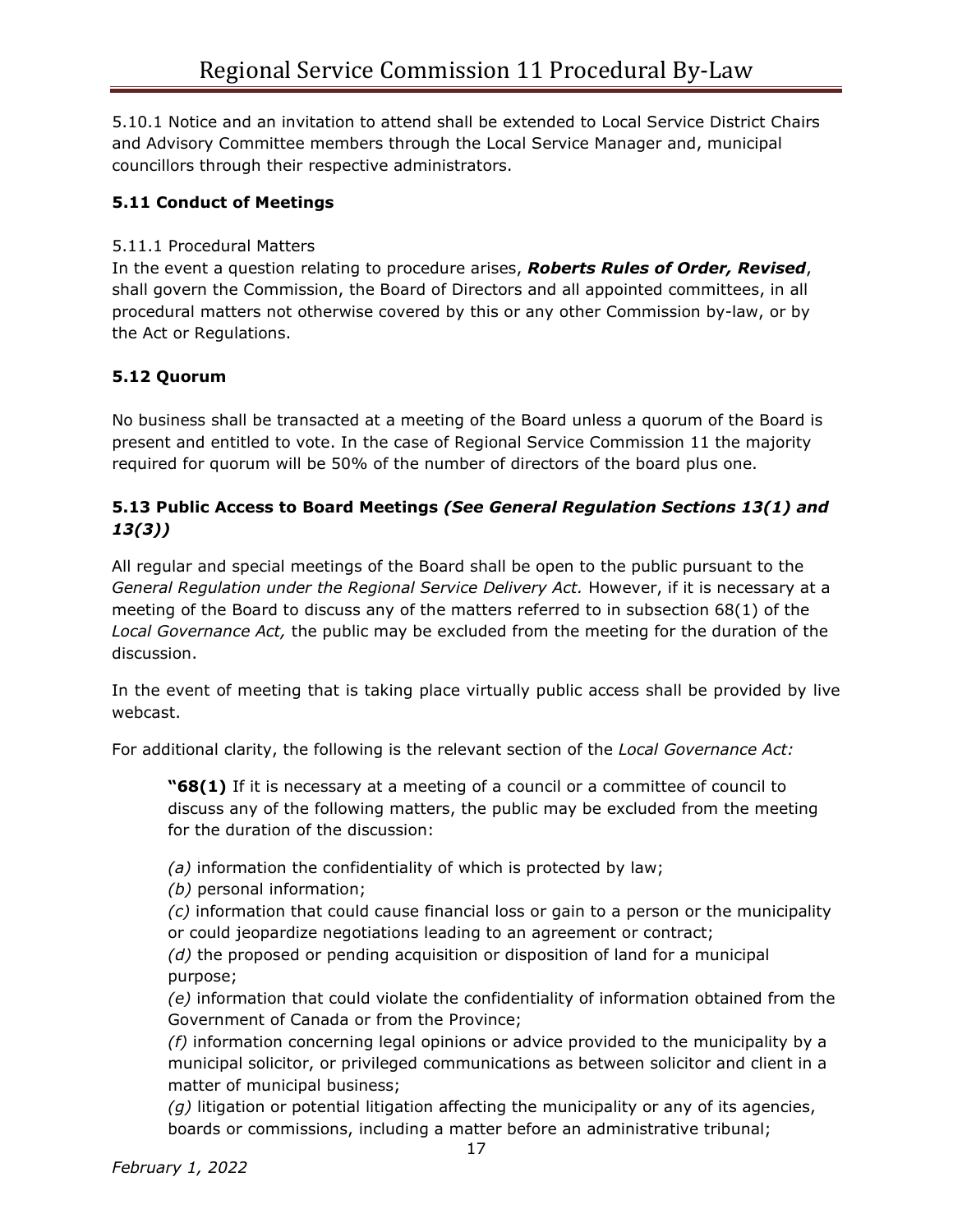5.10.1 Notice and an invitation to attend shall be extended to Local Service District Chairs and Advisory Committee members through the Local Service Manager and, municipal councillors through their respective administrators.

### 5.11 Conduct of Meetings

5.11.1 Procedural Matters

In the event a question relating to procedure arises, ***Roberts Rules of Order, Revised***, shall govern the Commission, the Board of Directors and all appointed committees, in all procedural matters not otherwise covered by this or any other Commission by-law, or by the Act or Regulations.

### 5.12 Quorum

No business shall be transacted at a meeting of the Board unless a quorum of the Board is present and entitled to vote. In the case of Regional Service Commission 11 the majority required for quorum will be 50% of the number of directors of the board plus one.

### 5.13 Public Access to Board Meetings *(See General Regulation Sections 13(1) and 13(3))*

All regular and special meetings of the Board shall be open to the public pursuant to the *General Regulation under the Regional Service Delivery Act.* However, if it is necessary at a meeting of the Board to discuss any of the matters referred to in subsection 68(1) of the *Local Governance Act,* the public may be excluded from the meeting for the duration of the discussion.

In the event of meeting that is taking place virtually public access shall be provided by live webcast.

For additional clarity, the following is the relevant section of the *Local Governance Act:*

> **"68(1)** If it is necessary at a meeting of a council or a committee of council to discuss any of the following matters, the public may be excluded from the meeting for the duration of the discussion:
>
> *(a)* information the confidentiality of which is protected by law;
> *(b)* personal information;
> *(c)* information that could cause financial loss or gain to a person or the municipality or could jeopardize negotiations leading to an agreement or contract;
> *(d)* the proposed or pending acquisition or disposition of land for a municipal purpose;
> *(e)* information that could violate the confidentiality of information obtained from the Government of Canada or from the Province;
> *(f)* information concerning legal opinions or advice provided to the municipality by a municipal solicitor, or privileged communications as between solicitor and client in a matter of municipal business;
> *(g)* litigation or potential litigation affecting the municipality or any of its agencies, boards or commissions, including a matter before an administrative tribunal;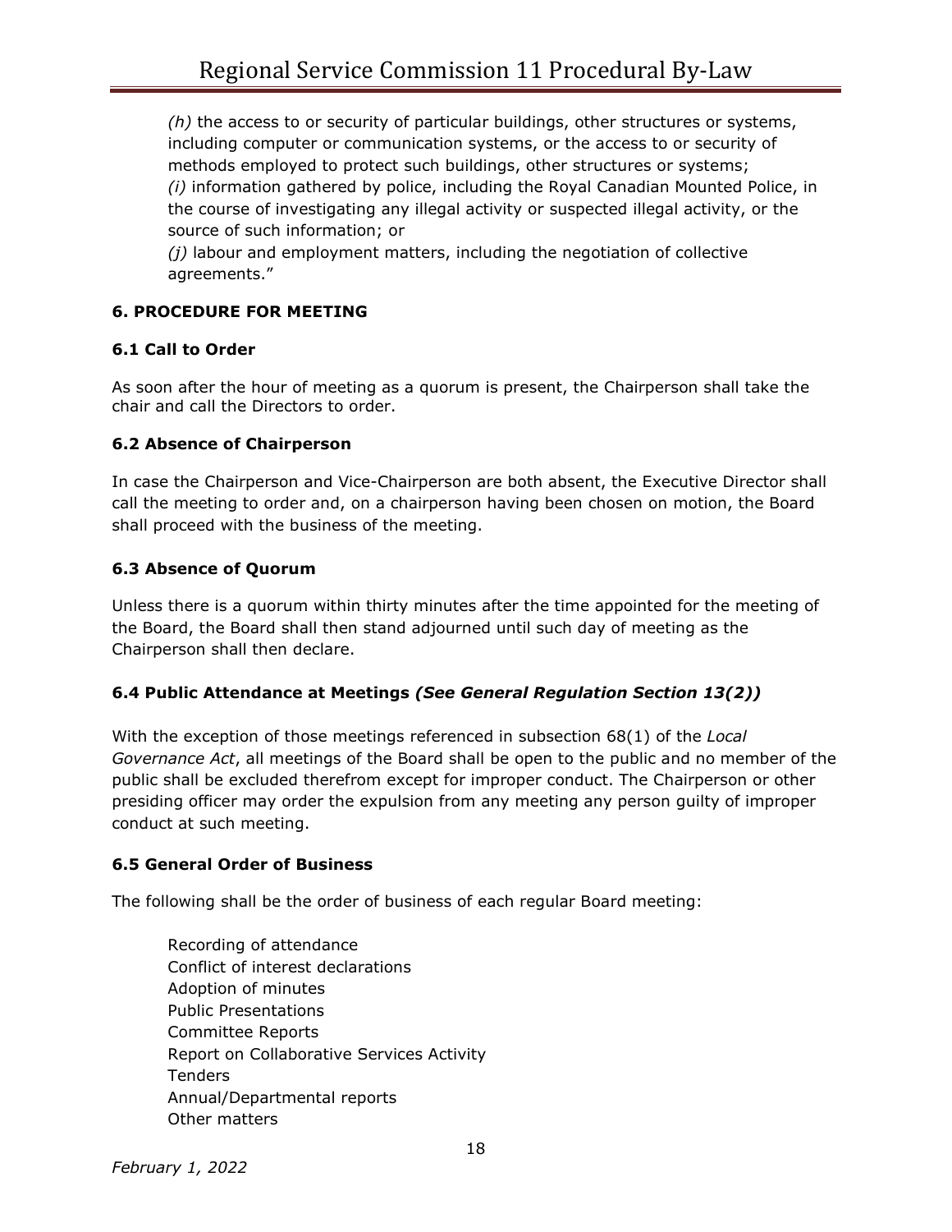*(h)* the access to or security of particular buildings, other structures or systems, including computer or communication systems, or the access to or security of methods employed to protect such buildings, other structures or systems;
*(i)* information gathered by police, including the Royal Canadian Mounted Police, in the course of investigating any illegal activity or suspected illegal activity, or the source of such information; or
*(j)* labour and employment matters, including the negotiation of collective agreements."

## 6. PROCEDURE FOR MEETING

### 6.1 Call to Order

As soon after the hour of meeting as a quorum is present, the Chairperson shall take the chair and call the Directors to order.

### 6.2 Absence of Chairperson

In case the Chairperson and Vice-Chairperson are both absent, the Executive Director shall call the meeting to order and, on a chairperson having been chosen on motion, the Board shall proceed with the business of the meeting.

### 6.3 Absence of Quorum

Unless there is a quorum within thirty minutes after the time appointed for the meeting of the Board, the Board shall then stand adjourned until such day of meeting as the Chairperson shall then declare.

### 6.4 Public Attendance at Meetings *(See General Regulation Section 13(2))*

With the exception of those meetings referenced in subsection 68(1) of the *Local Governance Act*, all meetings of the Board shall be open to the public and no member of the public shall be excluded therefrom except for improper conduct. The Chairperson or other presiding officer may order the expulsion from any meeting any person guilty of improper conduct at such meeting.

### 6.5 General Order of Business

The following shall be the order of business of each regular Board meeting:

Recording of attendance
Conflict of interest declarations
Adoption of minutes
Public Presentations
Committee Reports
Report on Collaborative Services Activity
Tenders
Annual/Departmental reports
Other matters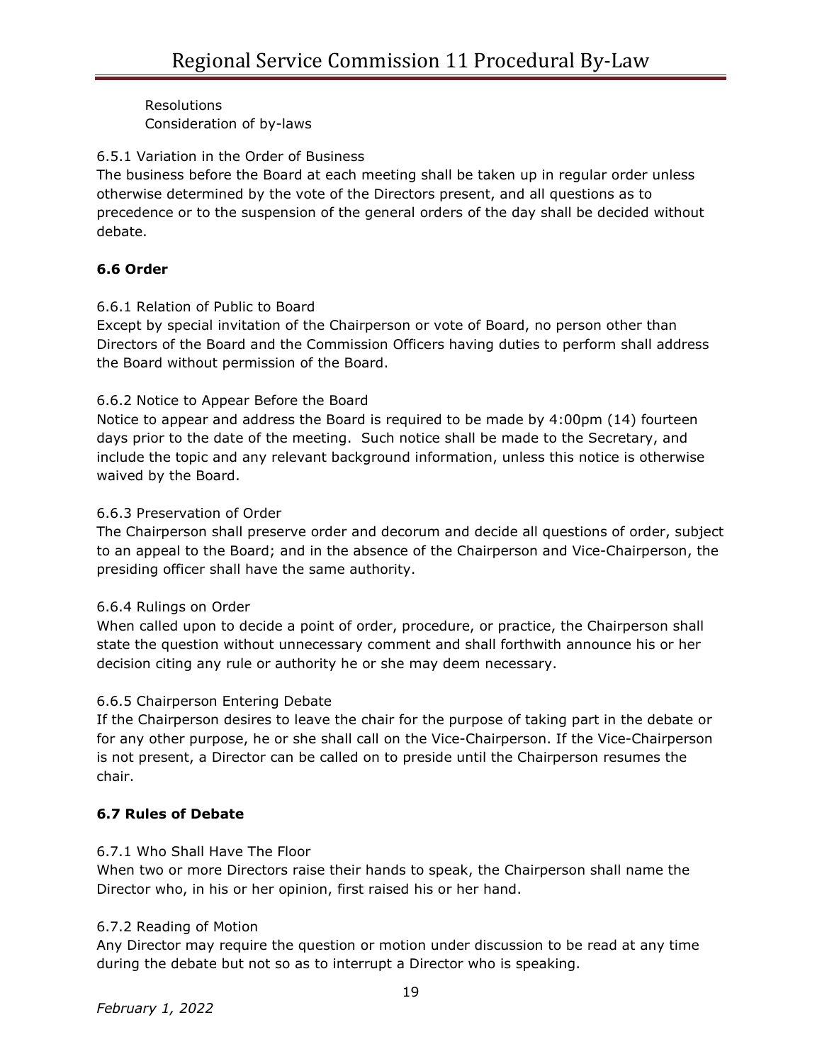Resolutions
Consideration of by-laws

6.5.1 Variation in the Order of Business
The business before the Board at each meeting shall be taken up in regular order unless otherwise determined by the vote of the Directors present, and all questions as to precedence or to the suspension of the general orders of the day shall be decided without debate.

### 6.6 Order

6.6.1 Relation of Public to Board
Except by special invitation of the Chairperson or vote of Board, no person other than Directors of the Board and the Commission Officers having duties to perform shall address the Board without permission of the Board.

6.6.2 Notice to Appear Before the Board
Notice to appear and address the Board is required to be made by 4:00pm (14) fourteen days prior to the date of the meeting. Such notice shall be made to the Secretary, and include the topic and any relevant background information, unless this notice is otherwise waived by the Board.

6.6.3 Preservation of Order
The Chairperson shall preserve order and decorum and decide all questions of order, subject to an appeal to the Board; and in the absence of the Chairperson and Vice-Chairperson, the presiding officer shall have the same authority.

6.6.4 Rulings on Order
When called upon to decide a point of order, procedure, or practice, the Chairperson shall state the question without unnecessary comment and shall forthwith announce his or her decision citing any rule or authority he or she may deem necessary.

6.6.5 Chairperson Entering Debate
If the Chairperson desires to leave the chair for the purpose of taking part in the debate or for any other purpose, he or she shall call on the Vice-Chairperson. If the Vice-Chairperson is not present, a Director can be called on to preside until the Chairperson resumes the chair.

### 6.7 Rules of Debate

6.7.1 Who Shall Have The Floor
When two or more Directors raise their hands to speak, the Chairperson shall name the Director who, in his or her opinion, first raised his or her hand.

6.7.2 Reading of Motion
Any Director may require the question or motion under discussion to be read at any time during the debate but not so as to interrupt a Director who is speaking.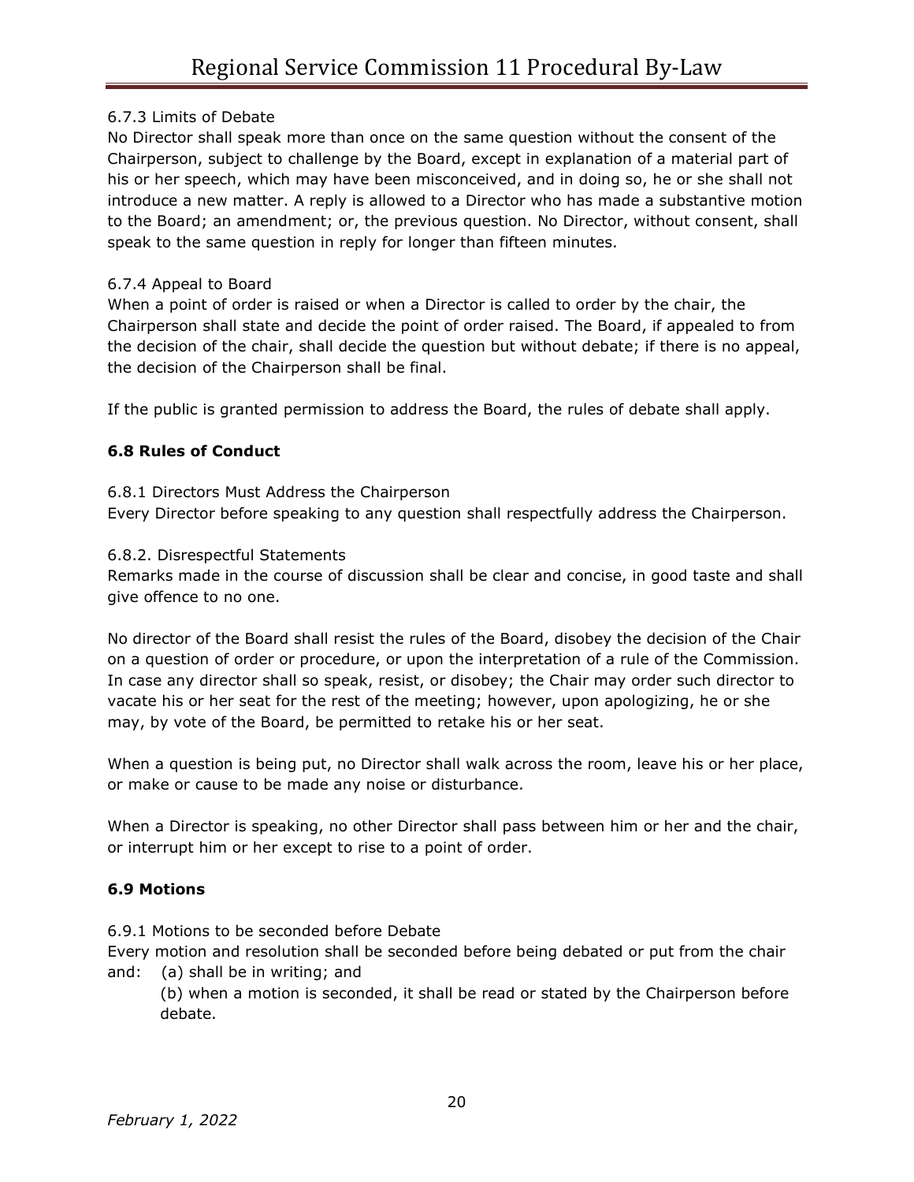6.7.3 Limits of Debate

No Director shall speak more than once on the same question without the consent of the Chairperson, subject to challenge by the Board, except in explanation of a material part of his or her speech, which may have been misconceived, and in doing so, he or she shall not introduce a new matter. A reply is allowed to a Director who has made a substantive motion to the Board; an amendment; or, the previous question. No Director, without consent, shall speak to the same question in reply for longer than fifteen minutes.

6.7.4 Appeal to Board

When a point of order is raised or when a Director is called to order by the chair, the Chairperson shall state and decide the point of order raised. The Board, if appealed to from the decision of the chair, shall decide the question but without debate; if there is no appeal, the decision of the Chairperson shall be final.

If the public is granted permission to address the Board, the rules of debate shall apply.

### 6.8 Rules of Conduct

6.8.1 Directors Must Address the Chairperson

Every Director before speaking to any question shall respectfully address the Chairperson.

6.8.2. Disrespectful Statements

Remarks made in the course of discussion shall be clear and concise, in good taste and shall give offence to no one.

No director of the Board shall resist the rules of the Board, disobey the decision of the Chair on a question of order or procedure, or upon the interpretation of a rule of the Commission. In case any director shall so speak, resist, or disobey; the Chair may order such director to vacate his or her seat for the rest of the meeting; however, upon apologizing, he or she may, by vote of the Board, be permitted to retake his or her seat.

When a question is being put, no Director shall walk across the room, leave his or her place, or make or cause to be made any noise or disturbance.

When a Director is speaking, no other Director shall pass between him or her and the chair, or interrupt him or her except to rise to a point of order.

### 6.9 Motions

6.9.1 Motions to be seconded before Debate

Every motion and resolution shall be seconded before being debated or put from the chair and:

(a) shall be in writing; and

(b) when a motion is seconded, it shall be read or stated by the Chairperson before debate.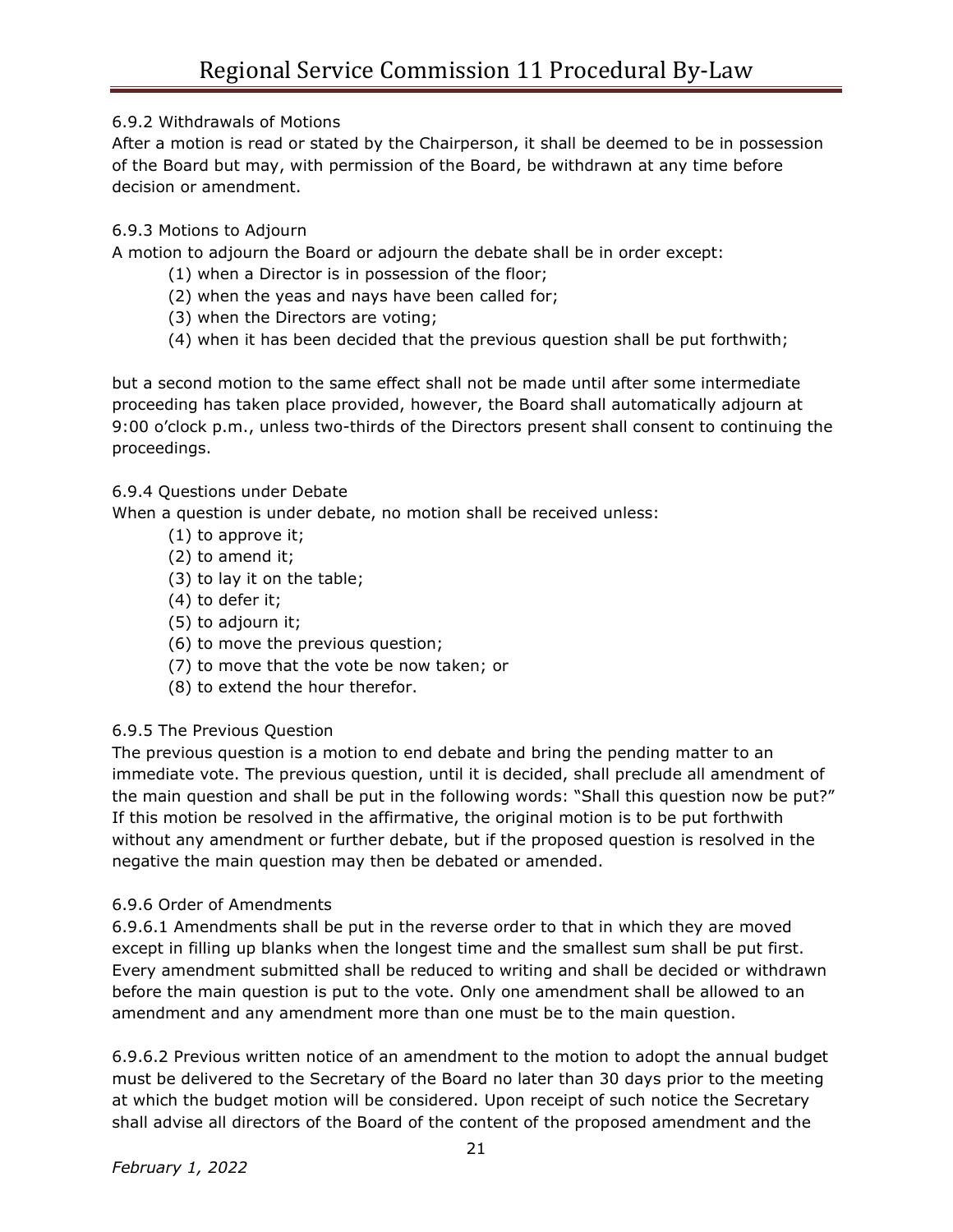### 6.9.2 Withdrawals of Motions

After a motion is read or stated by the Chairperson, it shall be deemed to be in possession of the Board but may, with permission of the Board, be withdrawn at any time before decision or amendment.

### 6.9.3 Motions to Adjourn

A motion to adjourn the Board or adjourn the debate shall be in order except:

(1) when a Director is in possession of the floor;
(2) when the yeas and nays have been called for;
(3) when the Directors are voting;
(4) when it has been decided that the previous question shall be put forthwith;

but a second motion to the same effect shall not be made until after some intermediate proceeding has taken place provided, however, the Board shall automatically adjourn at 9:00 o'clock p.m., unless two-thirds of the Directors present shall consent to continuing the proceedings.

### 6.9.4 Questions under Debate

When a question is under debate, no motion shall be received unless:

(1) to approve it;
(2) to amend it;
(3) to lay it on the table;
(4) to defer it;
(5) to adjourn it;
(6) to move the previous question;
(7) to move that the vote be now taken; or
(8) to extend the hour therefor.

### 6.9.5 The Previous Question

The previous question is a motion to end debate and bring the pending matter to an immediate vote. The previous question, until it is decided, shall preclude all amendment of the main question and shall be put in the following words: "Shall this question now be put?" If this motion be resolved in the affirmative, the original motion is to be put forthwith without any amendment or further debate, but if the proposed question is resolved in the negative the main question may then be debated or amended.

### 6.9.6 Order of Amendments

6.9.6.1 Amendments shall be put in the reverse order to that in which they are moved except in filling up blanks when the longest time and the smallest sum shall be put first. Every amendment submitted shall be reduced to writing and shall be decided or withdrawn before the main question is put to the vote. Only one amendment shall be allowed to an amendment and any amendment more than one must be to the main question.

6.9.6.2 Previous written notice of an amendment to the motion to adopt the annual budget must be delivered to the Secretary of the Board no later than 30 days prior to the meeting at which the budget motion will be considered. Upon receipt of such notice the Secretary shall advise all directors of the Board of the content of the proposed amendment and the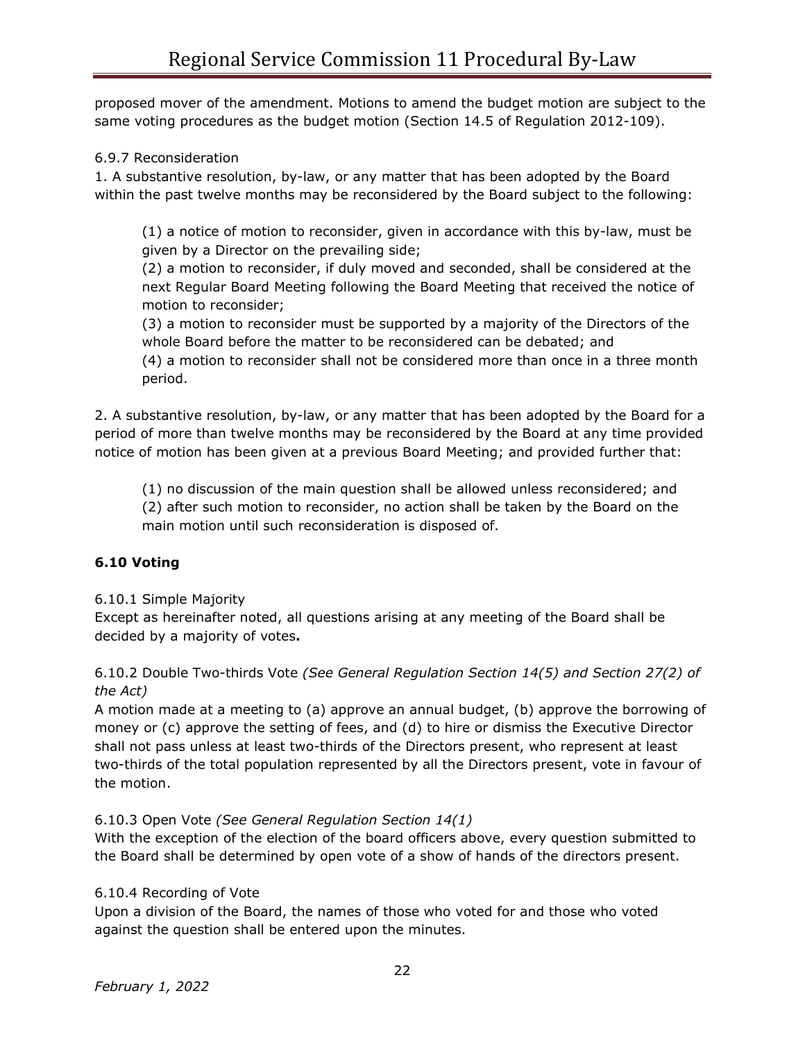proposed mover of the amendment. Motions to amend the budget motion are subject to the same voting procedures as the budget motion (Section 14.5 of Regulation 2012-109).

6.9.7 Reconsideration

1. A substantive resolution, by-law, or any matter that has been adopted by the Board within the past twelve months may be reconsidered by the Board subject to the following:

> (1) a notice of motion to reconsider, given in accordance with this by-law, must be given by a Director on the prevailing side;
> (2) a motion to reconsider, if duly moved and seconded, shall be considered at the next Regular Board Meeting following the Board Meeting that received the notice of motion to reconsider;
> (3) a motion to reconsider must be supported by a majority of the Directors of the whole Board before the matter to be reconsidered can be debated; and
> (4) a motion to reconsider shall not be considered more than once in a three month period.

2. A substantive resolution, by-law, or any matter that has been adopted by the Board for a period of more than twelve months may be reconsidered by the Board at any time provided notice of motion has been given at a previous Board Meeting; and provided further that:

> (1) no discussion of the main question shall be allowed unless reconsidered; and
> (2) after such motion to reconsider, no action shall be taken by the Board on the main motion until such reconsideration is disposed of.

**6.10 Voting**

6.10.1 Simple Majority

Except as hereinafter noted, all questions arising at any meeting of the Board shall be decided by a majority of votes**.**

6.10.2 Double Two-thirds Vote *(See General Regulation Section 14(5) and Section 27(2) of the Act)*

A motion made at a meeting to (a) approve an annual budget, (b) approve the borrowing of money or (c) approve the setting of fees, and (d) to hire or dismiss the Executive Director shall not pass unless at least two-thirds of the Directors present, who represent at least two-thirds of the total population represented by all the Directors present, vote in favour of the motion.

6.10.3 Open Vote *(See General Regulation Section 14(1)*

With the exception of the election of the board officers above, every question submitted to the Board shall be determined by open vote of a show of hands of the directors present.

6.10.4 Recording of Vote

Upon a division of the Board, the names of those who voted for and those who voted against the question shall be entered upon the minutes.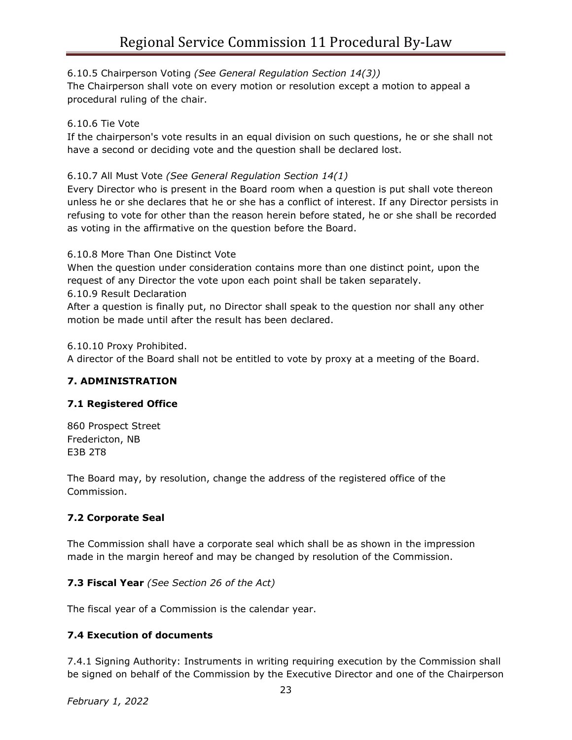6.10.5 Chairperson Voting *(See General Regulation Section 14(3))*
The Chairperson shall vote on every motion or resolution except a motion to appeal a procedural ruling of the chair.

6.10.6 Tie Vote
If the chairperson's vote results in an equal division on such questions, he or she shall not have a second or deciding vote and the question shall be declared lost.

6.10.7 All Must Vote *(See General Regulation Section 14(1)*
Every Director who is present in the Board room when a question is put shall vote thereon unless he or she declares that he or she has a conflict of interest. If any Director persists in refusing to vote for other than the reason herein before stated, he or she shall be recorded as voting in the affirmative on the question before the Board.

6.10.8 More Than One Distinct Vote
When the question under consideration contains more than one distinct point, upon the request of any Director the vote upon each point shall be taken separately.
6.10.9 Result Declaration
After a question is finally put, no Director shall speak to the question nor shall any other motion be made until after the result has been declared.

6.10.10 Proxy Prohibited.
A director of the Board shall not be entitled to vote by proxy at a meeting of the Board.

## 7. ADMINISTRATION

### 7.1 Registered Office

860 Prospect Street
Fredericton, NB
E3B 2T8

The Board may, by resolution, change the address of the registered office of the Commission.

### 7.2 Corporate Seal

The Commission shall have a corporate seal which shall be as shown in the impression made in the margin hereof and may be changed by resolution of the Commission.

### 7.3 Fiscal Year *(See Section 26 of the Act)*

The fiscal year of a Commission is the calendar year.

### 7.4 Execution of documents

7.4.1 Signing Authority: Instruments in writing requiring execution by the Commission shall be signed on behalf of the Commission by the Executive Director and one of the Chairperson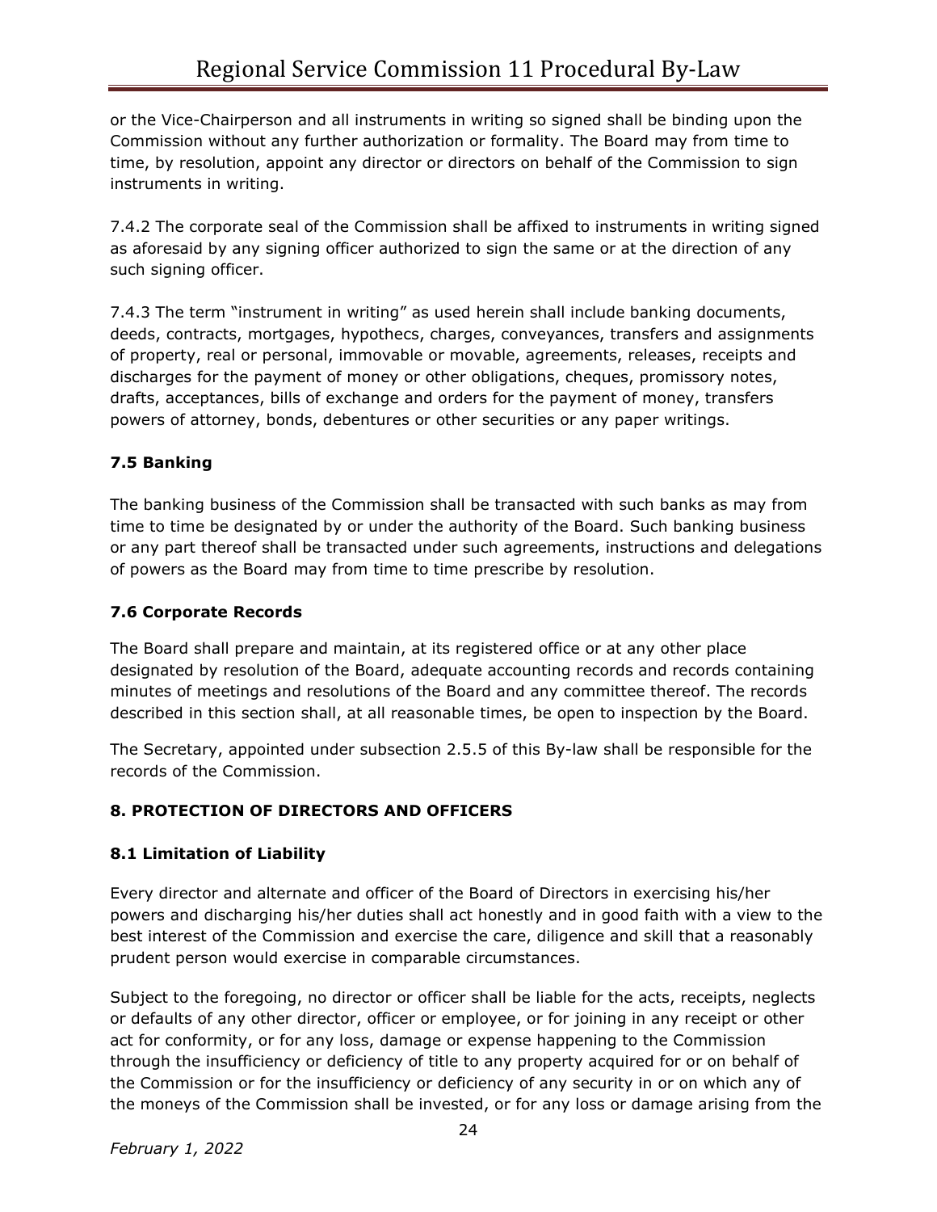or the Vice-Chairperson and all instruments in writing so signed shall be binding upon the Commission without any further authorization or formality. The Board may from time to time, by resolution, appoint any director or directors on behalf of the Commission to sign instruments in writing.

7.4.2 The corporate seal of the Commission shall be affixed to instruments in writing signed as aforesaid by any signing officer authorized to sign the same or at the direction of any such signing officer.

7.4.3 The term "instrument in writing" as used herein shall include banking documents, deeds, contracts, mortgages, hypothecs, charges, conveyances, transfers and assignments of property, real or personal, immovable or movable, agreements, releases, receipts and discharges for the payment of money or other obligations, cheques, promissory notes, drafts, acceptances, bills of exchange and orders for the payment of money, transfers powers of attorney, bonds, debentures or other securities or any paper writings.

### 7.5 Banking

The banking business of the Commission shall be transacted with such banks as may from time to time be designated by or under the authority of the Board. Such banking business or any part thereof shall be transacted under such agreements, instructions and delegations of powers as the Board may from time to time prescribe by resolution.

### 7.6 Corporate Records

The Board shall prepare and maintain, at its registered office or at any other place designated by resolution of the Board, adequate accounting records and records containing minutes of meetings and resolutions of the Board and any committee thereof. The records described in this section shall, at all reasonable times, be open to inspection by the Board.

The Secretary, appointed under subsection 2.5.5 of this By-law shall be responsible for the records of the Commission.

## 8. PROTECTION OF DIRECTORS AND OFFICERS

### 8.1 Limitation of Liability

Every director and alternate and officer of the Board of Directors in exercising his/her powers and discharging his/her duties shall act honestly and in good faith with a view to the best interest of the Commission and exercise the care, diligence and skill that a reasonably prudent person would exercise in comparable circumstances.

Subject to the foregoing, no director or officer shall be liable for the acts, receipts, neglects or defaults of any other director, officer or employee, or for joining in any receipt or other act for conformity, or for any loss, damage or expense happening to the Commission through the insufficiency or deficiency of title to any property acquired for or on behalf of the Commission or for the insufficiency or deficiency of any security in or on which any of the moneys of the Commission shall be invested, or for any loss or damage arising from the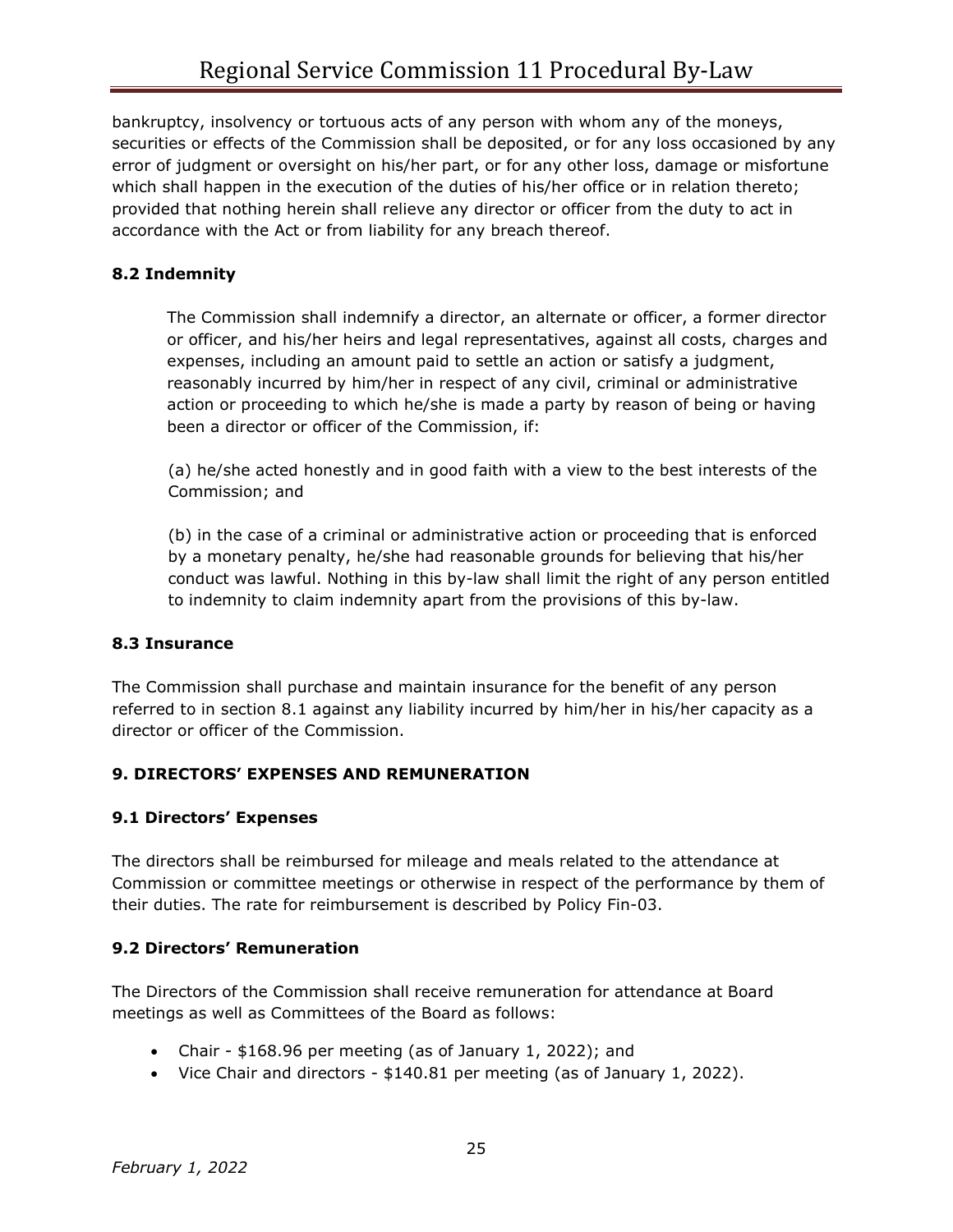bankruptcy, insolvency or tortuous acts of any person with whom any of the moneys, securities or effects of the Commission shall be deposited, or for any loss occasioned by any error of judgment or oversight on his/her part, or for any other loss, damage or misfortune which shall happen in the execution of the duties of his/her office or in relation thereto; provided that nothing herein shall relieve any director or officer from the duty to act in accordance with the Act or from liability for any breach thereof.

### 8.2 Indemnity

The Commission shall indemnify a director, an alternate or officer, a former director or officer, and his/her heirs and legal representatives, against all costs, charges and expenses, including an amount paid to settle an action or satisfy a judgment, reasonably incurred by him/her in respect of any civil, criminal or administrative action or proceeding to which he/she is made a party by reason of being or having been a director or officer of the Commission, if:

(a) he/she acted honestly and in good faith with a view to the best interests of the Commission; and

(b) in the case of a criminal or administrative action or proceeding that is enforced by a monetary penalty, he/she had reasonable grounds for believing that his/her conduct was lawful. Nothing in this by-law shall limit the right of any person entitled to indemnity to claim indemnity apart from the provisions of this by-law.

### 8.3 Insurance

The Commission shall purchase and maintain insurance for the benefit of any person referred to in section 8.1 against any liability incurred by him/her in his/her capacity as a director or officer of the Commission.

## 9. DIRECTORS' EXPENSES AND REMUNERATION

### 9.1 Directors' Expenses

The directors shall be reimbursed for mileage and meals related to the attendance at Commission or committee meetings or otherwise in respect of the performance by them of their duties. The rate for reimbursement is described by Policy Fin-03.

### 9.2 Directors' Remuneration

The Directors of the Commission shall receive remuneration for attendance at Board meetings as well as Committees of the Board as follows:

- Chair - $168.96 per meeting (as of January 1, 2022); and
- Vice Chair and directors - $140.81 per meeting (as of January 1, 2022).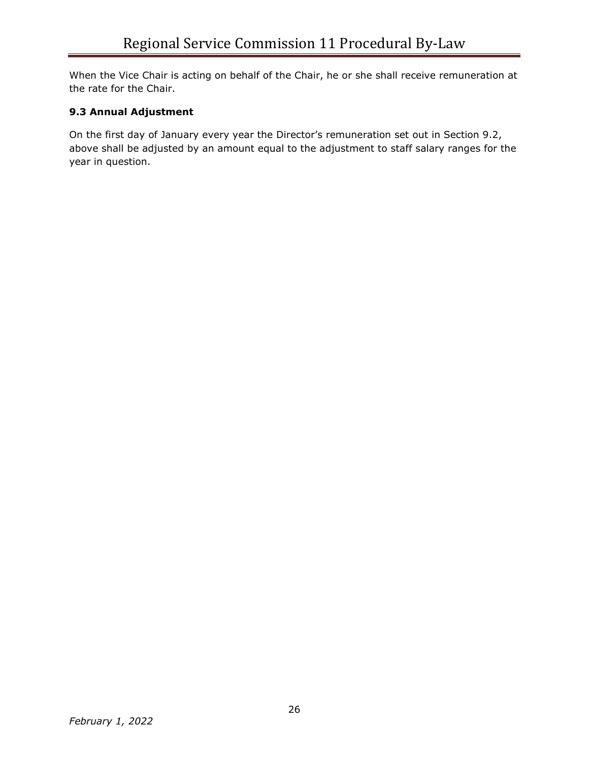When the Vice Chair is acting on behalf of the Chair, he or she shall receive remuneration at the rate for the Chair.

### 9.3 Annual Adjustment

On the first day of January every year the Director's remuneration set out in Section 9.2, above shall be adjusted by an amount equal to the adjustment to staff salary ranges for the year in question.